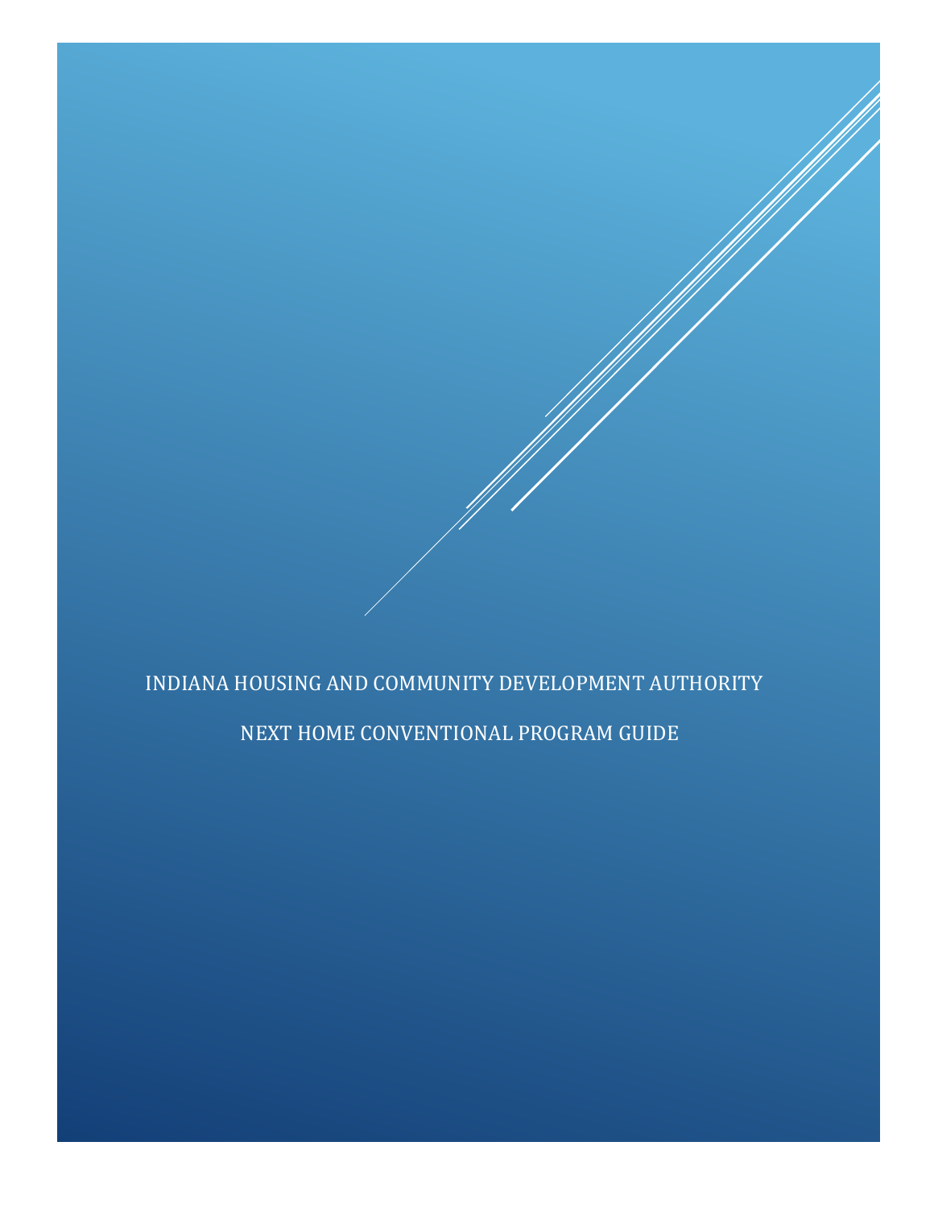# INDIANA HOUSING AND COMMUNITY DEVELOPMENT AUTHORITY

## NEXT HOME CONVENTIONAL PROGRAM GUIDE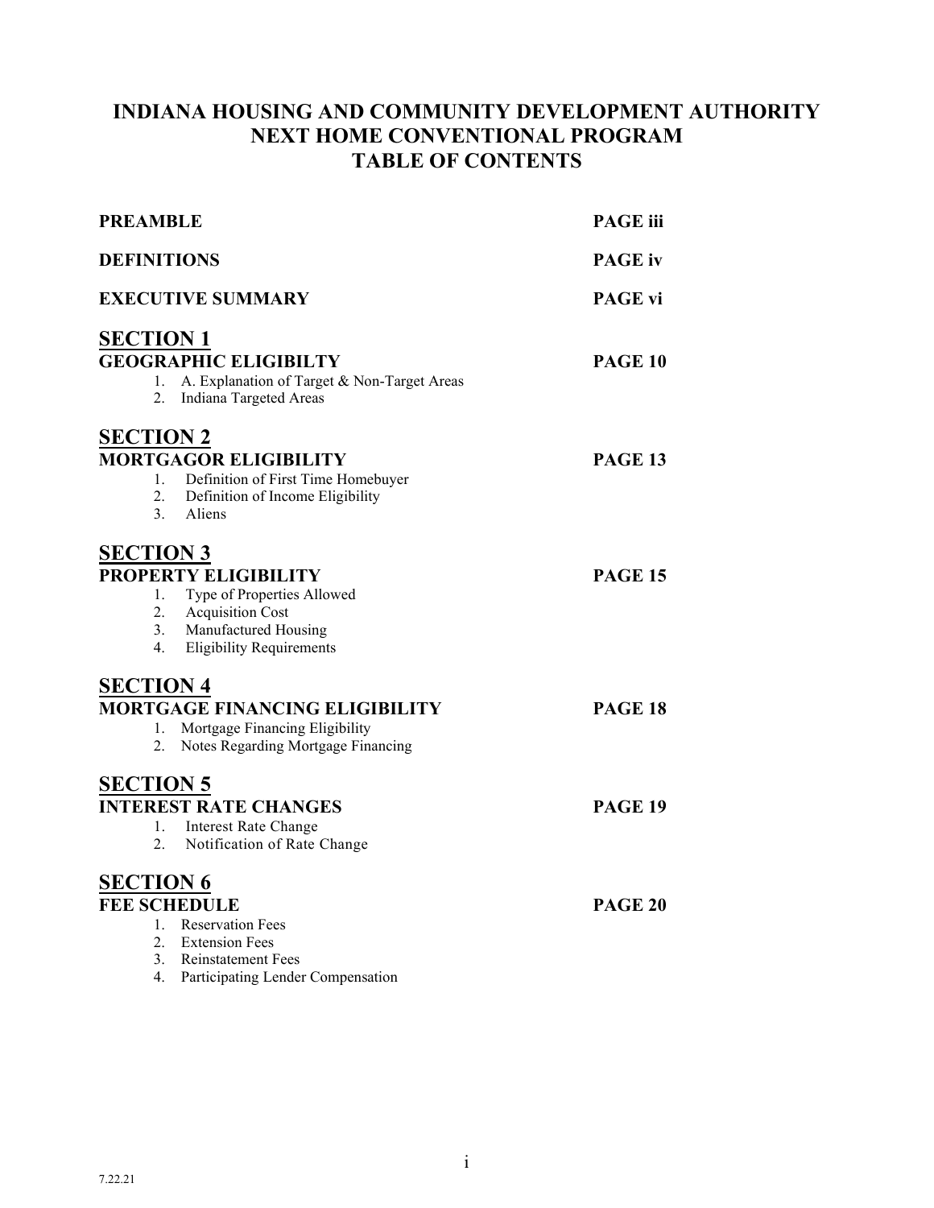# INDIANA HOUSING AND COMMUNITY DEVELOPMENT AUTHORITY
# NEXT HOME CONVENTIONAL PROGRAM
# TABLE OF CONTENTS

| | |
|---|---|
| **PREAMBLE** | **PAGE iii** |
| **DEFINITIONS** | **PAGE iv** |
| **EXECUTIVE SUMMARY** | **PAGE vi** |

## SECTION 1
**GEOGRAPHIC ELIGIBILTY** — **PAGE 10**

1. A. Explanation of Target & Non-Target Areas
2. Indiana Targeted Areas

## SECTION 2
**MORTGAGOR ELIGIBILITY** — **PAGE 13**

1. Definition of First Time Homebuyer
2. Definition of Income Eligibility
3. Aliens

## SECTION 3
**PROPERTY ELIGIBILITY** — **PAGE 15**

1. Type of Properties Allowed
2. Acquisition Cost
3. Manufactured Housing
4. Eligibility Requirements

## SECTION 4
**MORTGAGE FINANCING ELIGIBILITY** — **PAGE 18**

1. Mortgage Financing Eligibility
2. Notes Regarding Mortgage Financing

## SECTION 5
**INTEREST RATE CHANGES** — **PAGE 19**

1. Interest Rate Change
2. Notification of Rate Change

## SECTION 6
**FEE SCHEDULE** — **PAGE 20**

1. Reservation Fees
2. Extension Fees
3. Reinstatement Fees
4. Participating Lender Compensation

7.22.21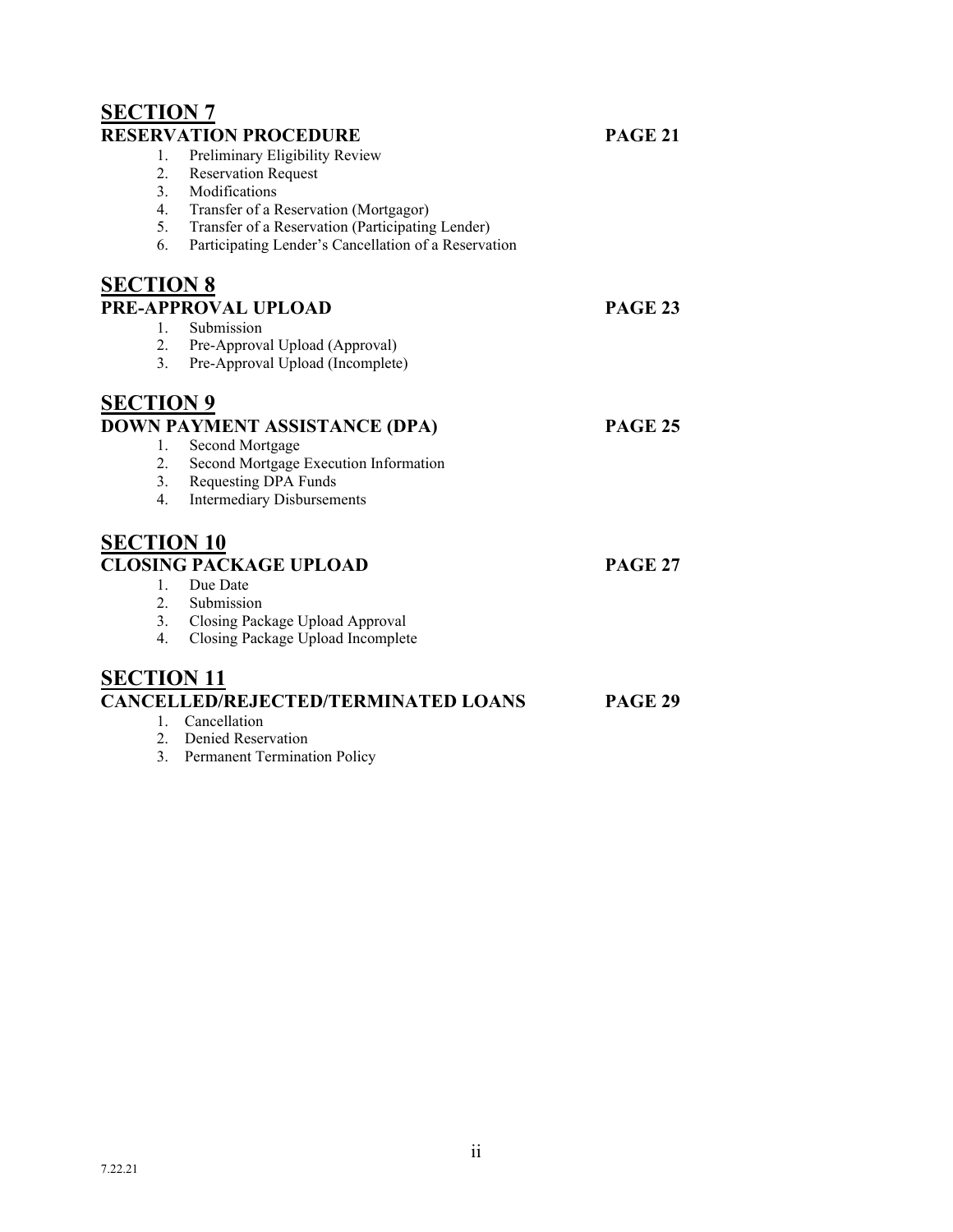## SECTION 7
**RESERVATION PROCEDURE** **PAGE 21**

1. Preliminary Eligibility Review
2. Reservation Request
3. Modifications
4. Transfer of a Reservation (Mortgagor)
5. Transfer of a Reservation (Participating Lender)
6. Participating Lender's Cancellation of a Reservation

## SECTION 8
**PRE-APPROVAL UPLOAD** **PAGE 23**

1. Submission
2. Pre-Approval Upload (Approval)
3. Pre-Approval Upload (Incomplete)

## SECTION 9
**DOWN PAYMENT ASSISTANCE (DPA)** **PAGE 25**

1. Second Mortgage
2. Second Mortgage Execution Information
3. Requesting DPA Funds
4. Intermediary Disbursements

## SECTION 10
**CLOSING PACKAGE UPLOAD** **PAGE 27**

1. Due Date
2. Submission
3. Closing Package Upload Approval
4. Closing Package Upload Incomplete

## SECTION 11
**CANCELLED/REJECTED/TERMINATED LOANS** **PAGE 29**

1. Cancellation
2. Denied Reservation
3. Permanent Termination Policy

7.22.21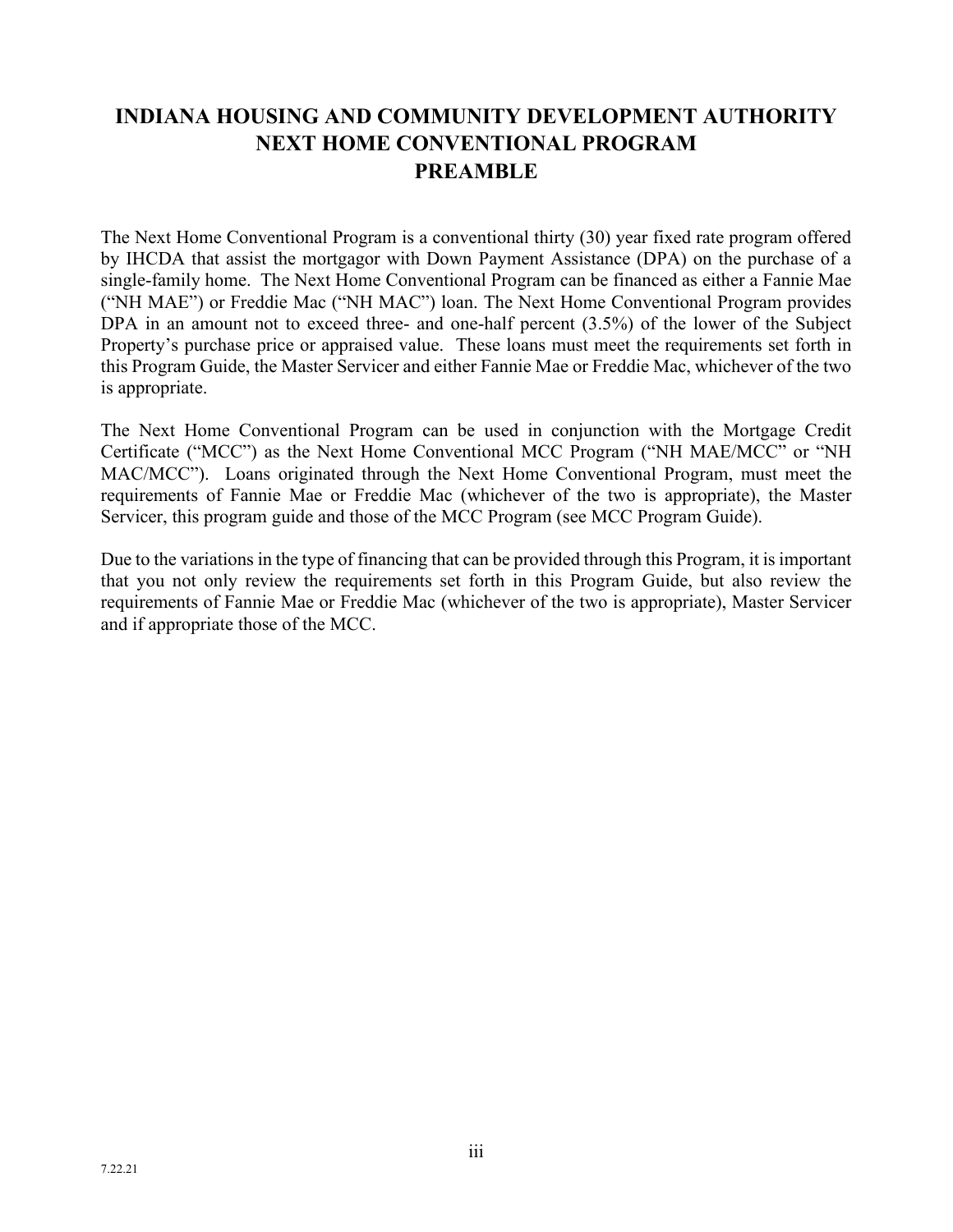# INDIANA HOUSING AND COMMUNITY DEVELOPMENT AUTHORITY NEXT HOME CONVENTIONAL PROGRAM PREAMBLE

The Next Home Conventional Program is a conventional thirty (30) year fixed rate program offered by IHCDA that assist the mortgagor with Down Payment Assistance (DPA) on the purchase of a single-family home. The Next Home Conventional Program can be financed as either a Fannie Mae ("NH MAE") or Freddie Mac ("NH MAC") loan. The Next Home Conventional Program provides DPA in an amount not to exceed three- and one-half percent (3.5%) of the lower of the Subject Property's purchase price or appraised value. These loans must meet the requirements set forth in this Program Guide, the Master Servicer and either Fannie Mae or Freddie Mac, whichever of the two is appropriate.

The Next Home Conventional Program can be used in conjunction with the Mortgage Credit Certificate ("MCC") as the Next Home Conventional MCC Program ("NH MAE/MCC" or "NH MAC/MCC"). Loans originated through the Next Home Conventional Program, must meet the requirements of Fannie Mae or Freddie Mac (whichever of the two is appropriate), the Master Servicer, this program guide and those of the MCC Program (see MCC Program Guide).

Due to the variations in the type of financing that can be provided through this Program, it is important that you not only review the requirements set forth in this Program Guide, but also review the requirements of Fannie Mae or Freddie Mac (whichever of the two is appropriate), Master Servicer and if appropriate those of the MCC.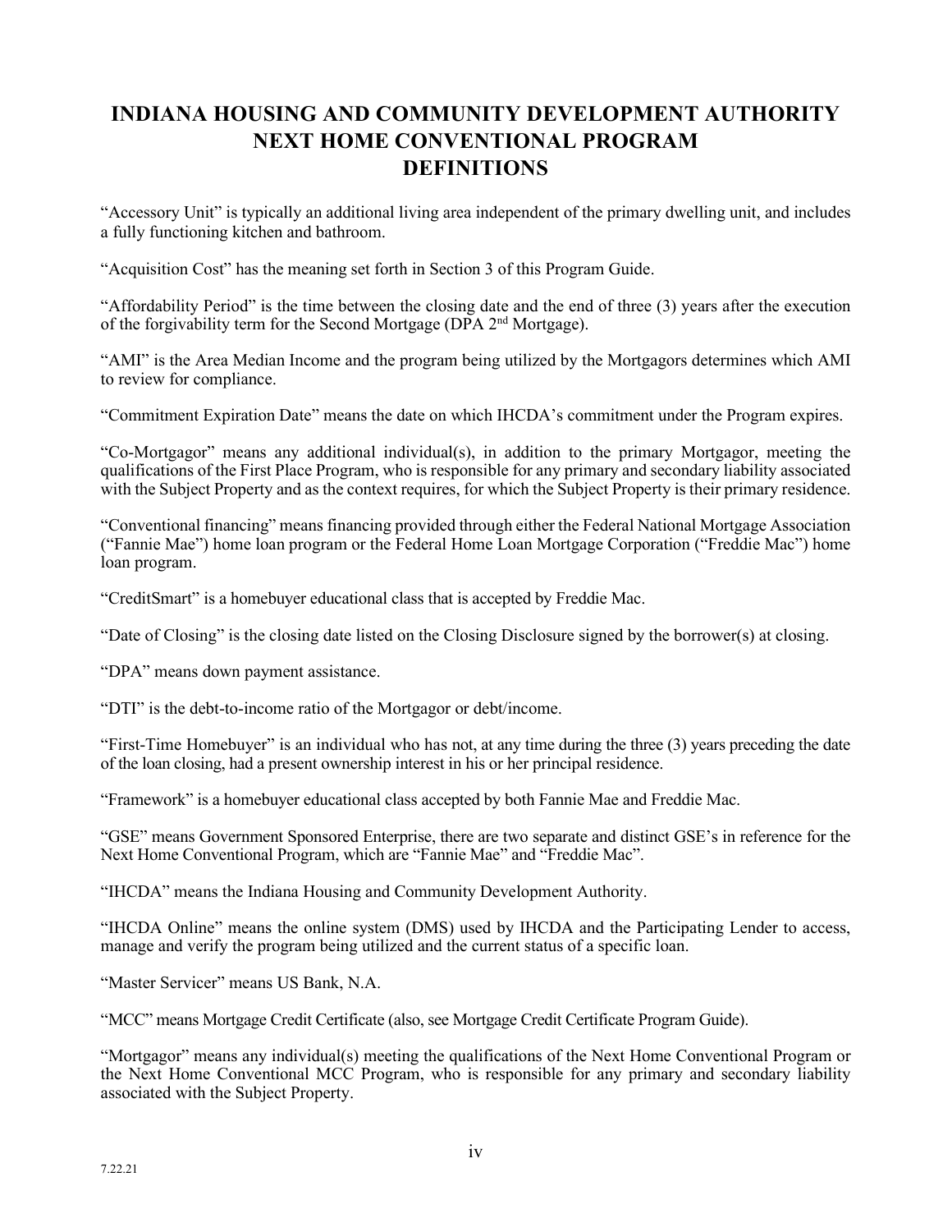# INDIANA HOUSING AND COMMUNITY DEVELOPMENT AUTHORITY NEXT HOME CONVENTIONAL PROGRAM DEFINITIONS

"Accessory Unit" is typically an additional living area independent of the primary dwelling unit, and includes a fully functioning kitchen and bathroom.

"Acquisition Cost" has the meaning set forth in Section 3 of this Program Guide.

"Affordability Period" is the time between the closing date and the end of three (3) years after the execution of the forgivability term for the Second Mortgage (DPA 2nd Mortgage).

"AMI" is the Area Median Income and the program being utilized by the Mortgagors determines which AMI to review for compliance.

"Commitment Expiration Date" means the date on which IHCDA's commitment under the Program expires.

"Co-Mortgagor" means any additional individual(s), in addition to the primary Mortgagor, meeting the qualifications of the First Place Program, who is responsible for any primary and secondary liability associated with the Subject Property and as the context requires, for which the Subject Property is their primary residence.

"Conventional financing" means financing provided through either the Federal National Mortgage Association ("Fannie Mae") home loan program or the Federal Home Loan Mortgage Corporation ("Freddie Mac") home loan program.

"CreditSmart" is a homebuyer educational class that is accepted by Freddie Mac.

"Date of Closing" is the closing date listed on the Closing Disclosure signed by the borrower(s) at closing.

"DPA" means down payment assistance.

"DTI" is the debt-to-income ratio of the Mortgagor or debt/income.

"First-Time Homebuyer" is an individual who has not, at any time during the three (3) years preceding the date of the loan closing, had a present ownership interest in his or her principal residence.

"Framework" is a homebuyer educational class accepted by both Fannie Mae and Freddie Mac.

"GSE" means Government Sponsored Enterprise, there are two separate and distinct GSE's in reference for the Next Home Conventional Program, which are "Fannie Mae" and "Freddie Mac".

"IHCDA" means the Indiana Housing and Community Development Authority.

"IHCDA Online" means the online system (DMS) used by IHCDA and the Participating Lender to access, manage and verify the program being utilized and the current status of a specific loan.

"Master Servicer" means US Bank, N.A.

"MCC" means Mortgage Credit Certificate (also, see Mortgage Credit Certificate Program Guide).

"Mortgagor" means any individual(s) meeting the qualifications of the Next Home Conventional Program or the Next Home Conventional MCC Program, who is responsible for any primary and secondary liability associated with the Subject Property.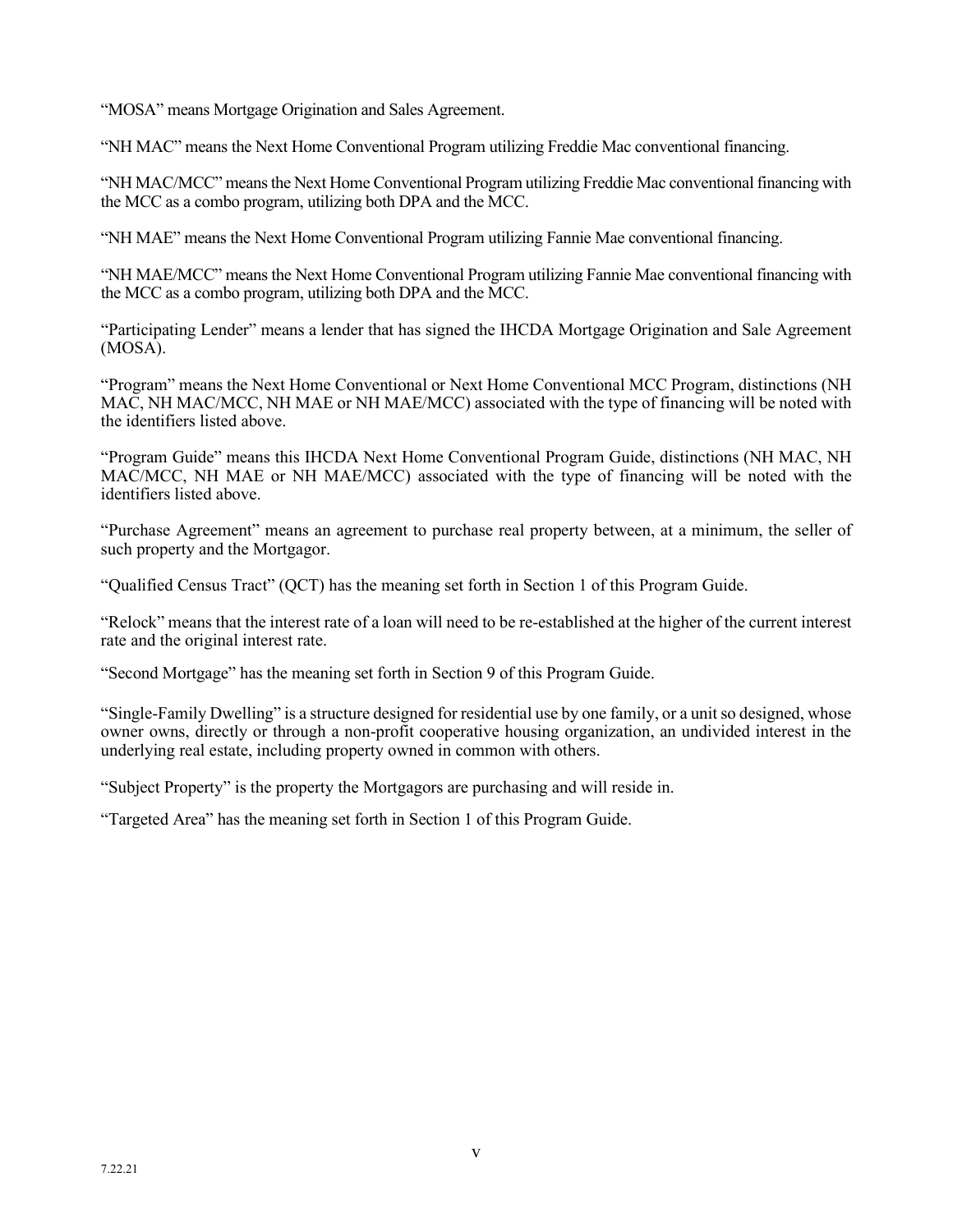"MOSA" means Mortgage Origination and Sales Agreement.

"NH MAC" means the Next Home Conventional Program utilizing Freddie Mac conventional financing.

"NH MAC/MCC" means the Next Home Conventional Program utilizing Freddie Mac conventional financing with the MCC as a combo program, utilizing both DPA and the MCC.

"NH MAE" means the Next Home Conventional Program utilizing Fannie Mae conventional financing.

"NH MAE/MCC" means the Next Home Conventional Program utilizing Fannie Mae conventional financing with the MCC as a combo program, utilizing both DPA and the MCC.

"Participating Lender" means a lender that has signed the IHCDA Mortgage Origination and Sale Agreement (MOSA).

"Program" means the Next Home Conventional or Next Home Conventional MCC Program, distinctions (NH MAC, NH MAC/MCC, NH MAE or NH MAE/MCC) associated with the type of financing will be noted with the identifiers listed above.

"Program Guide" means this IHCDA Next Home Conventional Program Guide, distinctions (NH MAC, NH MAC/MCC, NH MAE or NH MAE/MCC) associated with the type of financing will be noted with the identifiers listed above.

"Purchase Agreement" means an agreement to purchase real property between, at a minimum, the seller of such property and the Mortgagor.

"Qualified Census Tract" (QCT) has the meaning set forth in Section 1 of this Program Guide.

"Relock" means that the interest rate of a loan will need to be re-established at the higher of the current interest rate and the original interest rate.

"Second Mortgage" has the meaning set forth in Section 9 of this Program Guide.

"Single-Family Dwelling" is a structure designed for residential use by one family, or a unit so designed, whose owner owns, directly or through a non-profit cooperative housing organization, an undivided interest in the underlying real estate, including property owned in common with others.

"Subject Property" is the property the Mortgagors are purchasing and will reside in.

"Targeted Area" has the meaning set forth in Section 1 of this Program Guide.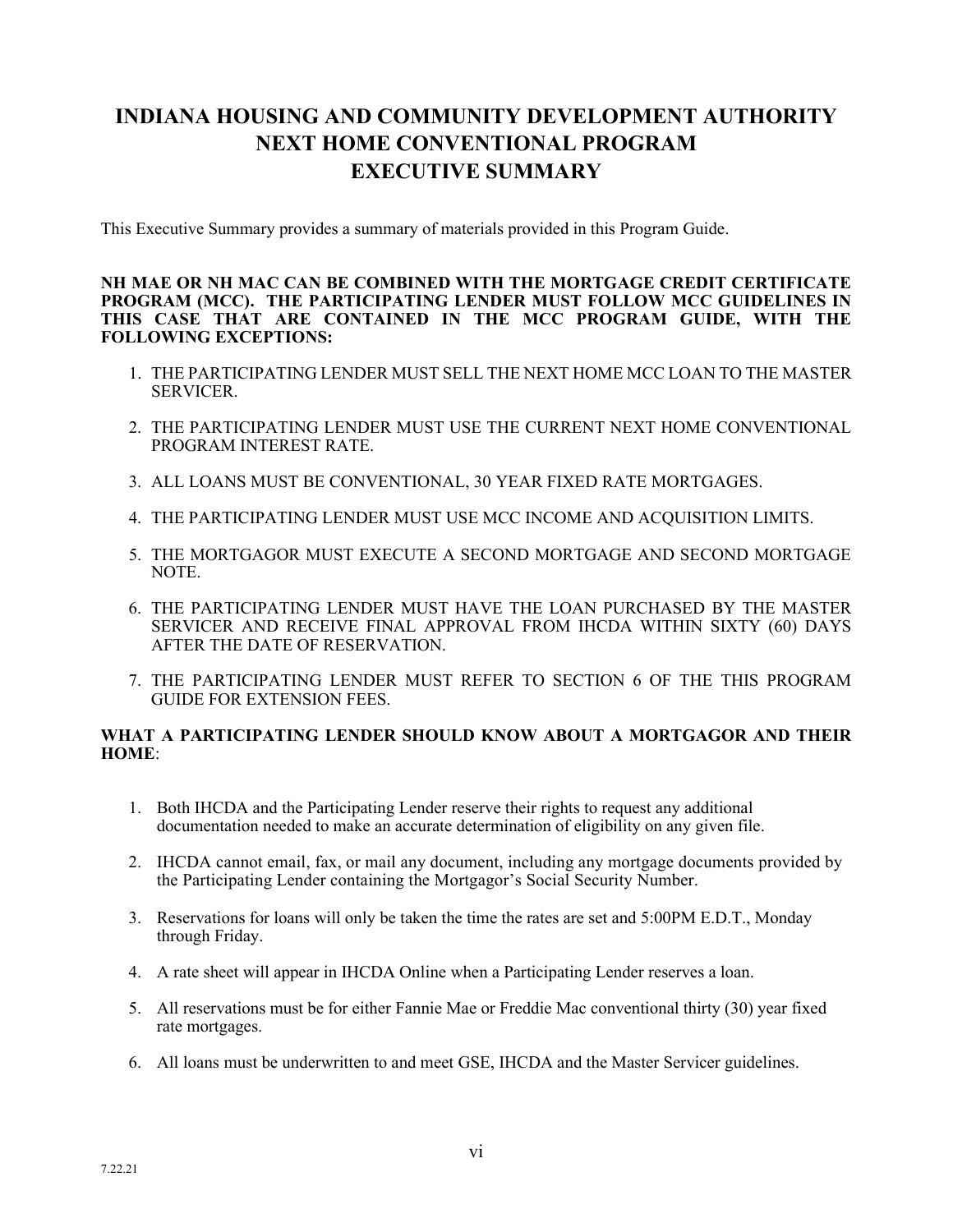# INDIANA HOUSING AND COMMUNITY DEVELOPMENT AUTHORITY NEXT HOME CONVENTIONAL PROGRAM EXECUTIVE SUMMARY

This Executive Summary provides a summary of materials provided in this Program Guide.

**NH MAE OR NH MAC CAN BE COMBINED WITH THE MORTGAGE CREDIT CERTIFICATE PROGRAM (MCC). THE PARTICIPATING LENDER MUST FOLLOW MCC GUIDELINES IN THIS CASE THAT ARE CONTAINED IN THE MCC PROGRAM GUIDE, WITH THE FOLLOWING EXCEPTIONS:**

1. THE PARTICIPATING LENDER MUST SELL THE NEXT HOME MCC LOAN TO THE MASTER SERVICER.
2. THE PARTICIPATING LENDER MUST USE THE CURRENT NEXT HOME CONVENTIONAL PROGRAM INTEREST RATE.
3. ALL LOANS MUST BE CONVENTIONAL, 30 YEAR FIXED RATE MORTGAGES.
4. THE PARTICIPATING LENDER MUST USE MCC INCOME AND ACQUISITION LIMITS.
5. THE MORTGAGOR MUST EXECUTE A SECOND MORTGAGE AND SECOND MORTGAGE NOTE.
6. THE PARTICIPATING LENDER MUST HAVE THE LOAN PURCHASED BY THE MASTER SERVICER AND RECEIVE FINAL APPROVAL FROM IHCDA WITHIN SIXTY (60) DAYS AFTER THE DATE OF RESERVATION.
7. THE PARTICIPATING LENDER MUST REFER TO SECTION 6 OF THE THIS PROGRAM GUIDE FOR EXTENSION FEES.

**WHAT A PARTICIPATING LENDER SHOULD KNOW ABOUT A MORTGAGOR AND THEIR HOME**:

1. Both IHCDA and the Participating Lender reserve their rights to request any additional documentation needed to make an accurate determination of eligibility on any given file.
2. IHCDA cannot email, fax, or mail any document, including any mortgage documents provided by the Participating Lender containing the Mortgagor's Social Security Number.
3. Reservations for loans will only be taken the time the rates are set and 5:00PM E.D.T., Monday through Friday.
4. A rate sheet will appear in IHCDA Online when a Participating Lender reserves a loan.
5. All reservations must be for either Fannie Mae or Freddie Mac conventional thirty (30) year fixed rate mortgages.
6. All loans must be underwritten to and meet GSE, IHCDA and the Master Servicer guidelines.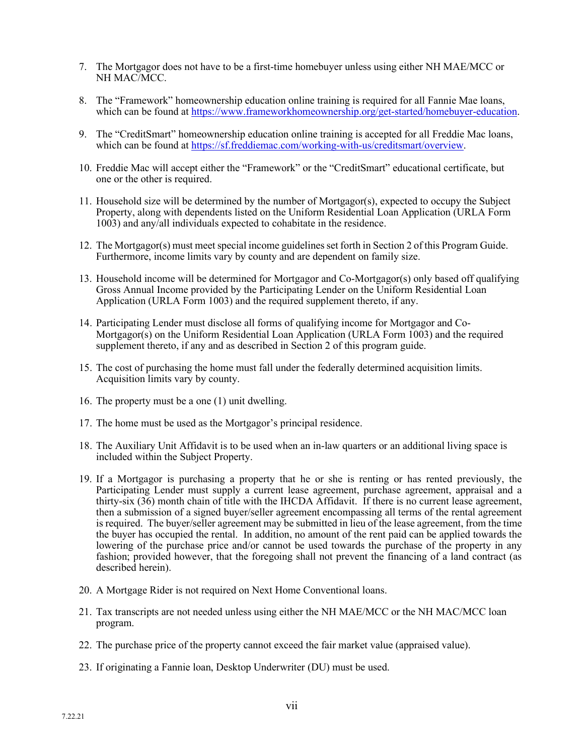7. The Mortgagor does not have to be a first-time homebuyer unless using either NH MAE/MCC or NH MAC/MCC.

8. The "Framework" homeownership education online training is required for all Fannie Mae loans, which can be found at https://www.frameworkhomeownership.org/get-started/homebuyer-education.

9. The "CreditSmart" homeownership education online training is accepted for all Freddie Mac loans, which can be found at https://sf.freddiemac.com/working-with-us/creditsmart/overview.

10. Freddie Mac will accept either the "Framework" or the "CreditSmart" educational certificate, but one or the other is required.

11. Household size will be determined by the number of Mortgagor(s), expected to occupy the Subject Property, along with dependents listed on the Uniform Residential Loan Application (URLA Form 1003) and any/all individuals expected to cohabitate in the residence.

12. The Mortgagor(s) must meet special income guidelines set forth in Section 2 of this Program Guide. Furthermore, income limits vary by county and are dependent on family size.

13. Household income will be determined for Mortgagor and Co-Mortgagor(s) only based off qualifying Gross Annual Income provided by the Participating Lender on the Uniform Residential Loan Application (URLA Form 1003) and the required supplement thereto, if any.

14. Participating Lender must disclose all forms of qualifying income for Mortgagor and Co-Mortgagor(s) on the Uniform Residential Loan Application (URLA Form 1003) and the required supplement thereto, if any and as described in Section 2 of this program guide.

15. The cost of purchasing the home must fall under the federally determined acquisition limits. Acquisition limits vary by county.

16. The property must be a one (1) unit dwelling.

17. The home must be used as the Mortgagor's principal residence.

18. The Auxiliary Unit Affidavit is to be used when an in-law quarters or an additional living space is included within the Subject Property.

19. If a Mortgagor is purchasing a property that he or she is renting or has rented previously, the Participating Lender must supply a current lease agreement, purchase agreement, appraisal and a thirty-six (36) month chain of title with the IHCDA Affidavit. If there is no current lease agreement, then a submission of a signed buyer/seller agreement encompassing all terms of the rental agreement is required. The buyer/seller agreement may be submitted in lieu of the lease agreement, from the time the buyer has occupied the rental. In addition, no amount of the rent paid can be applied towards the lowering of the purchase price and/or cannot be used towards the purchase of the property in any fashion; provided however, that the foregoing shall not prevent the financing of a land contract (as described herein).

20. A Mortgage Rider is not required on Next Home Conventional loans.

21. Tax transcripts are not needed unless using either the NH MAE/MCC or the NH MAC/MCC loan program.

22. The purchase price of the property cannot exceed the fair market value (appraised value).

23. If originating a Fannie loan, Desktop Underwriter (DU) must be used.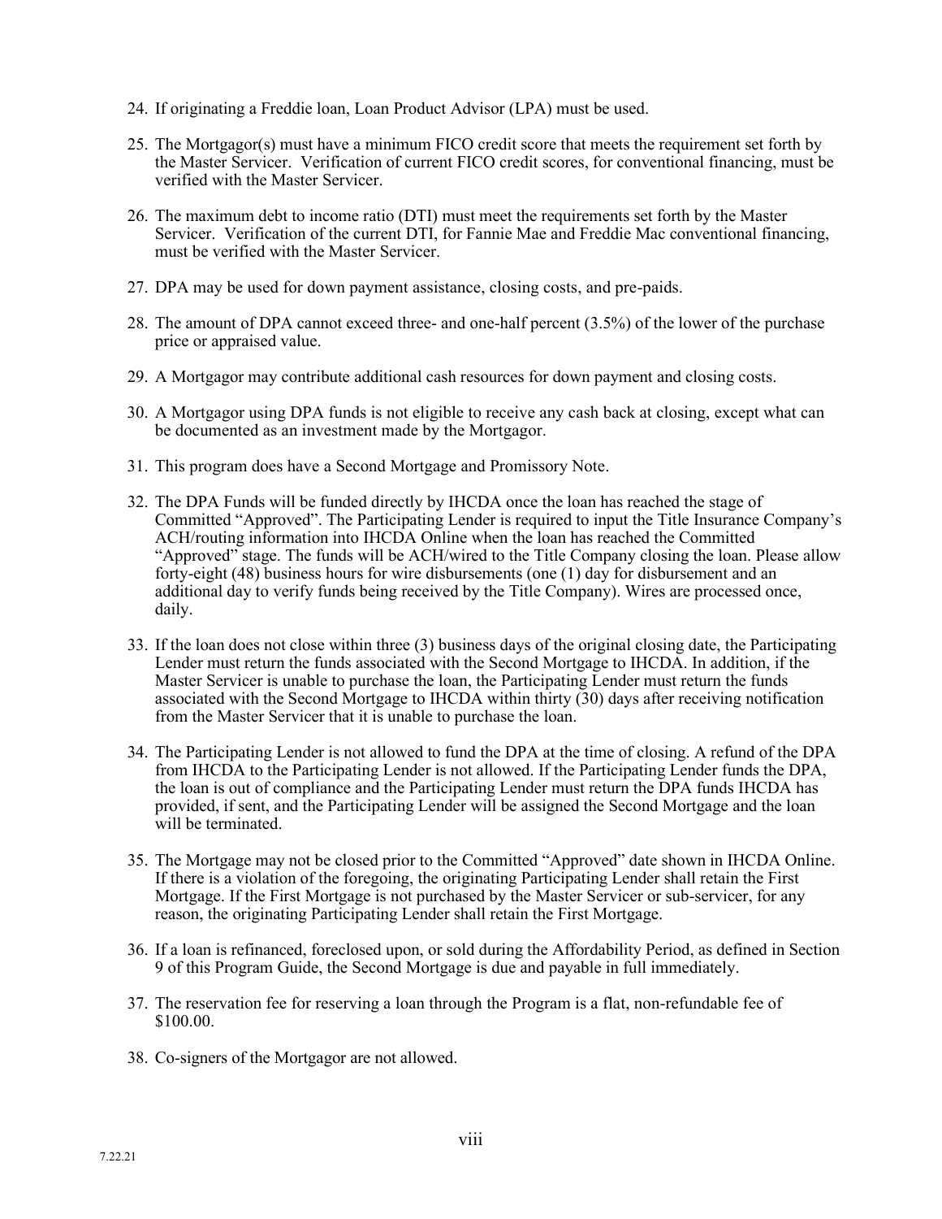24. If originating a Freddie loan, Loan Product Advisor (LPA) must be used.

25. The Mortgagor(s) must have a minimum FICO credit score that meets the requirement set forth by the Master Servicer. Verification of current FICO credit scores, for conventional financing, must be verified with the Master Servicer.

26. The maximum debt to income ratio (DTI) must meet the requirements set forth by the Master Servicer. Verification of the current DTI, for Fannie Mae and Freddie Mac conventional financing, must be verified with the Master Servicer.

27. DPA may be used for down payment assistance, closing costs, and pre-paids.

28. The amount of DPA cannot exceed three- and one-half percent (3.5%) of the lower of the purchase price or appraised value.

29. A Mortgagor may contribute additional cash resources for down payment and closing costs.

30. A Mortgagor using DPA funds is not eligible to receive any cash back at closing, except what can be documented as an investment made by the Mortgagor.

31. This program does have a Second Mortgage and Promissory Note.

32. The DPA Funds will be funded directly by IHCDA once the loan has reached the stage of Committed "Approved". The Participating Lender is required to input the Title Insurance Company's ACH/routing information into IHCDA Online when the loan has reached the Committed "Approved" stage. The funds will be ACH/wired to the Title Company closing the loan. Please allow forty-eight (48) business hours for wire disbursements (one (1) day for disbursement and an additional day to verify funds being received by the Title Company). Wires are processed once, daily.

33. If the loan does not close within three (3) business days of the original closing date, the Participating Lender must return the funds associated with the Second Mortgage to IHCDA. In addition, if the Master Servicer is unable to purchase the loan, the Participating Lender must return the funds associated with the Second Mortgage to IHCDA within thirty (30) days after receiving notification from the Master Servicer that it is unable to purchase the loan.

34. The Participating Lender is not allowed to fund the DPA at the time of closing. A refund of the DPA from IHCDA to the Participating Lender is not allowed. If the Participating Lender funds the DPA, the loan is out of compliance and the Participating Lender must return the DPA funds IHCDA has provided, if sent, and the Participating Lender will be assigned the Second Mortgage and the loan will be terminated.

35. The Mortgage may not be closed prior to the Committed "Approved" date shown in IHCDA Online. If there is a violation of the foregoing, the originating Participating Lender shall retain the First Mortgage. If the First Mortgage is not purchased by the Master Servicer or sub-servicer, for any reason, the originating Participating Lender shall retain the First Mortgage.

36. If a loan is refinanced, foreclosed upon, or sold during the Affordability Period, as defined in Section 9 of this Program Guide, the Second Mortgage is due and payable in full immediately.

37. The reservation fee for reserving a loan through the Program is a flat, non-refundable fee of $100.00.

38. Co-signers of the Mortgagor are not allowed.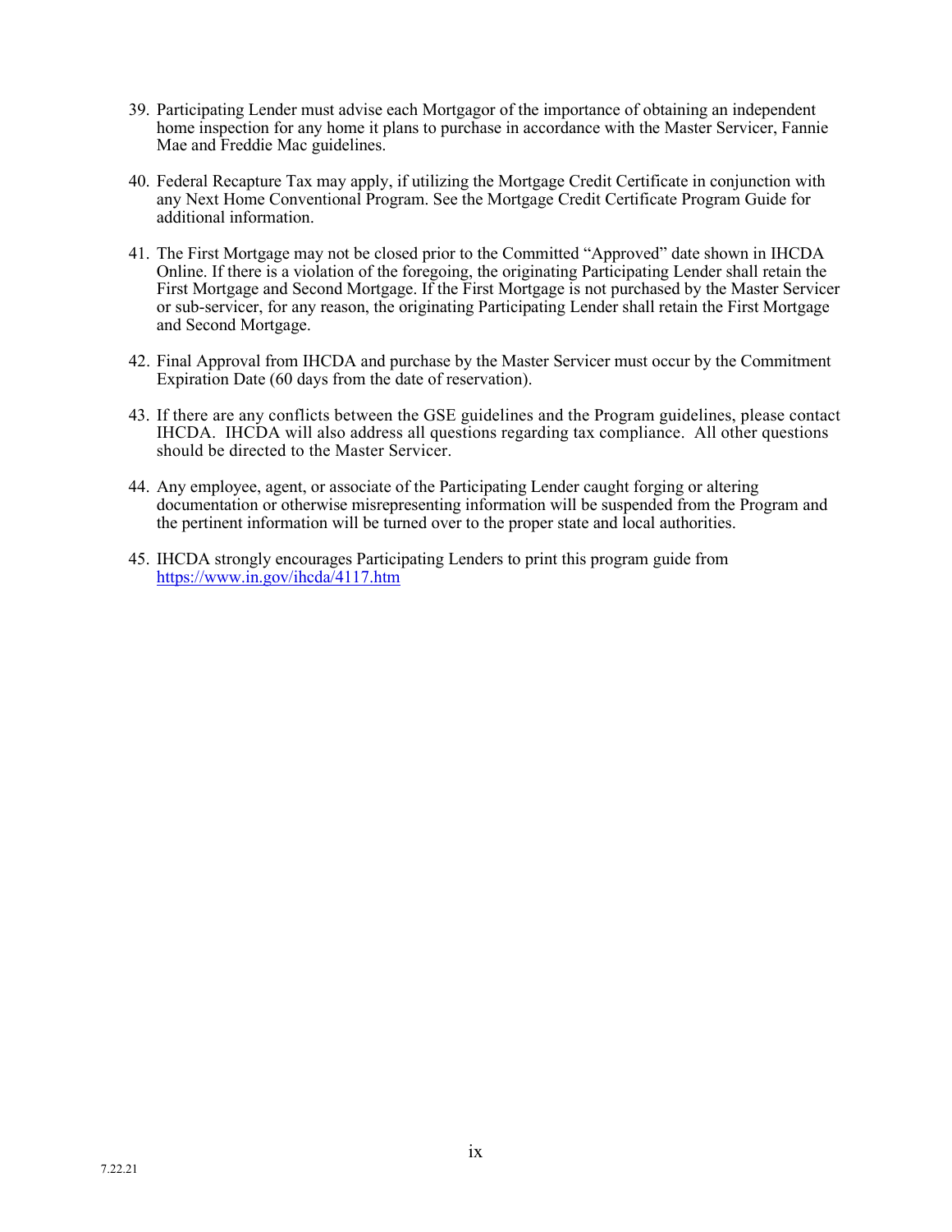39. Participating Lender must advise each Mortgagor of the importance of obtaining an independent home inspection for any home it plans to purchase in accordance with the Master Servicer, Fannie Mae and Freddie Mac guidelines.

40. Federal Recapture Tax may apply, if utilizing the Mortgage Credit Certificate in conjunction with any Next Home Conventional Program. See the Mortgage Credit Certificate Program Guide for additional information.

41. The First Mortgage may not be closed prior to the Committed "Approved" date shown in IHCDA Online. If there is a violation of the foregoing, the originating Participating Lender shall retain the First Mortgage and Second Mortgage. If the First Mortgage is not purchased by the Master Servicer or sub-servicer, for any reason, the originating Participating Lender shall retain the First Mortgage and Second Mortgage.

42. Final Approval from IHCDA and purchase by the Master Servicer must occur by the Commitment Expiration Date (60 days from the date of reservation).

43. If there are any conflicts between the GSE guidelines and the Program guidelines, please contact IHCDA. IHCDA will also address all questions regarding tax compliance. All other questions should be directed to the Master Servicer.

44. Any employee, agent, or associate of the Participating Lender caught forging or altering documentation or otherwise misrepresenting information will be suspended from the Program and the pertinent information will be turned over to the proper state and local authorities.

45. IHCDA strongly encourages Participating Lenders to print this program guide from https://www.in.gov/ihcda/4117.htm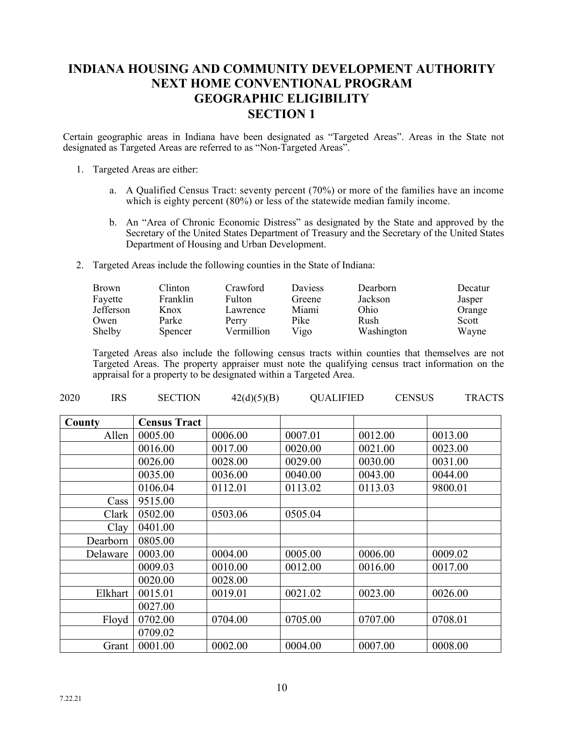# INDIANA HOUSING AND COMMUNITY DEVELOPMENT AUTHORITY NEXT HOME CONVENTIONAL PROGRAM GEOGRAPHIC ELIGIBILITY SECTION 1

Certain geographic areas in Indiana have been designated as "Targeted Areas". Areas in the State not designated as Targeted Areas are referred to as "Non-Targeted Areas".

1. Targeted Areas are either:

   a. A Qualified Census Tract: seventy percent (70%) or more of the families have an income which is eighty percent (80%) or less of the statewide median family income.

   b. An "Area of Chronic Economic Distress" as designated by the State and approved by the Secretary of the United States Department of Treasury and the Secretary of the United States Department of Housing and Urban Development.

2. Targeted Areas include the following counties in the State of Indiana:

| | | | | | |
|---|---|---|---|---|---|
| Brown | Clinton | Crawford | Daviess | Dearborn | Decatur |
| Fayette | Franklin | Fulton | Greene | Jackson | Jasper |
| Jefferson | Knox | Lawrence | Miami | Ohio | Orange |
| Owen | Parke | Perry | Pike | Rush | Scott |
| Shelby | Spencer | Vermillion | Vigo | Washington | Wayne |

   Targeted Areas also include the following census tracts within counties that themselves are not Targeted Areas. The property appraiser must note the qualifying census tract information on the appraisal for a property to be designated within a Targeted Area.

2020 IRS SECTION 42(d)(5)(B) QUALIFIED CENSUS TRACTS

| County | Census Tract | | | | |
|---|---|---|---|---|---|
| Allen | 0005.00 | 0006.00 | 0007.01 | 0012.00 | 0013.00 |
| | 0016.00 | 0017.00 | 0020.00 | 0021.00 | 0023.00 |
| | 0026.00 | 0028.00 | 0029.00 | 0030.00 | 0031.00 |
| | 0035.00 | 0036.00 | 0040.00 | 0043.00 | 0044.00 |
| | 0106.04 | 0112.01 | 0113.02 | 0113.03 | 9800.01 |
| Cass | 9515.00 | | | | |
| Clark | 0502.00 | 0503.06 | 0505.04 | | |
| Clay | 0401.00 | | | | |
| Dearborn | 0805.00 | | | | |
| Delaware | 0003.00 | 0004.00 | 0005.00 | 0006.00 | 0009.02 |
| | 0009.03 | 0010.00 | 0012.00 | 0016.00 | 0017.00 |
| | 0020.00 | 0028.00 | | | |
| Elkhart | 0015.01 | 0019.01 | 0021.02 | 0023.00 | 0026.00 |
| | 0027.00 | | | | |
| Floyd | 0702.00 | 0704.00 | 0705.00 | 0707.00 | 0708.01 |
| | 0709.02 | | | | |
| Grant | 0001.00 | 0002.00 | 0004.00 | 0007.00 | 0008.00 |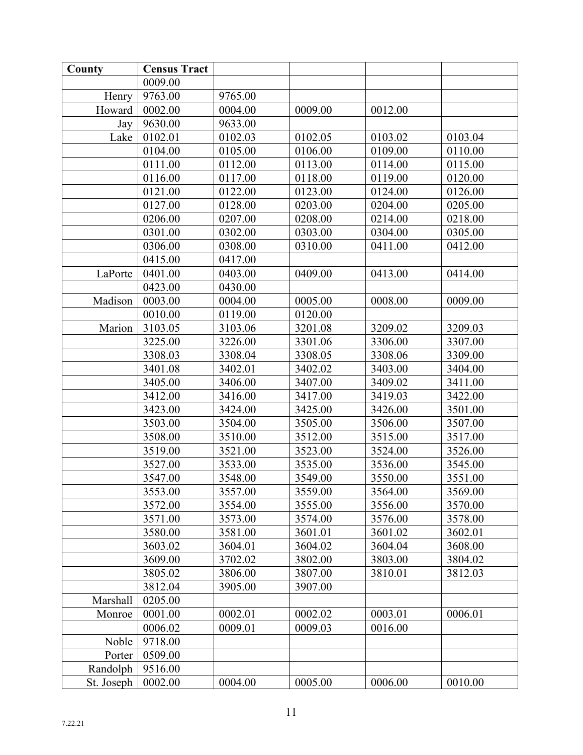| County | Census Tract | | | | |
|---|---|---|---|---|---|
| | 0009.00 | | | | |
| Henry | 9763.00 | 9765.00 | | | |
| Howard | 0002.00 | 0004.00 | 0009.00 | 0012.00 | |
| Jay | 9630.00 | 9633.00 | | | |
| Lake | 0102.01 | 0102.03 | 0102.05 | 0103.02 | 0103.04 |
| | 0104.00 | 0105.00 | 0106.00 | 0109.00 | 0110.00 |
| | 0111.00 | 0112.00 | 0113.00 | 0114.00 | 0115.00 |
| | 0116.00 | 0117.00 | 0118.00 | 0119.00 | 0120.00 |
| | 0121.00 | 0122.00 | 0123.00 | 0124.00 | 0126.00 |
| | 0127.00 | 0128.00 | 0203.00 | 0204.00 | 0205.00 |
| | 0206.00 | 0207.00 | 0208.00 | 0214.00 | 0218.00 |
| | 0301.00 | 0302.00 | 0303.00 | 0304.00 | 0305.00 |
| | 0306.00 | 0308.00 | 0310.00 | 0411.00 | 0412.00 |
| | 0415.00 | 0417.00 | | | |
| LaPorte | 0401.00 | 0403.00 | 0409.00 | 0413.00 | 0414.00 |
| | 0423.00 | 0430.00 | | | |
| Madison | 0003.00 | 0004.00 | 0005.00 | 0008.00 | 0009.00 |
| | 0010.00 | 0119.00 | 0120.00 | | |
| Marion | 3103.05 | 3103.06 | 3201.08 | 3209.02 | 3209.03 |
| | 3225.00 | 3226.00 | 3301.06 | 3306.00 | 3307.00 |
| | 3308.03 | 3308.04 | 3308.05 | 3308.06 | 3309.00 |
| | 3401.08 | 3402.01 | 3402.02 | 3403.00 | 3404.00 |
| | 3405.00 | 3406.00 | 3407.00 | 3409.02 | 3411.00 |
| | 3412.00 | 3416.00 | 3417.00 | 3419.03 | 3422.00 |
| | 3423.00 | 3424.00 | 3425.00 | 3426.00 | 3501.00 |
| | 3503.00 | 3504.00 | 3505.00 | 3506.00 | 3507.00 |
| | 3508.00 | 3510.00 | 3512.00 | 3515.00 | 3517.00 |
| | 3519.00 | 3521.00 | 3523.00 | 3524.00 | 3526.00 |
| | 3527.00 | 3533.00 | 3535.00 | 3536.00 | 3545.00 |
| | 3547.00 | 3548.00 | 3549.00 | 3550.00 | 3551.00 |
| | 3553.00 | 3557.00 | 3559.00 | 3564.00 | 3569.00 |
| | 3572.00 | 3554.00 | 3555.00 | 3556.00 | 3570.00 |
| | 3571.00 | 3573.00 | 3574.00 | 3576.00 | 3578.00 |
| | 3580.00 | 3581.00 | 3601.01 | 3601.02 | 3602.01 |
| | 3603.02 | 3604.01 | 3604.02 | 3604.04 | 3608.00 |
| | 3609.00 | 3702.02 | 3802.00 | 3803.00 | 3804.02 |
| | 3805.02 | 3806.00 | 3807.00 | 3810.01 | 3812.03 |
| | 3812.04 | 3905.00 | 3907.00 | | |
| Marshall | 0205.00 | | | | |
| Monroe | 0001.00 | 0002.01 | 0002.02 | 0003.01 | 0006.01 |
| | 0006.02 | 0009.01 | 0009.03 | 0016.00 | |
| Noble | 9718.00 | | | | |
| Porter | 0509.00 | | | | |
| Randolph | 9516.00 | | | | |
| St. Joseph | 0002.00 | 0004.00 | 0005.00 | 0006.00 | 0010.00 |

7.22.21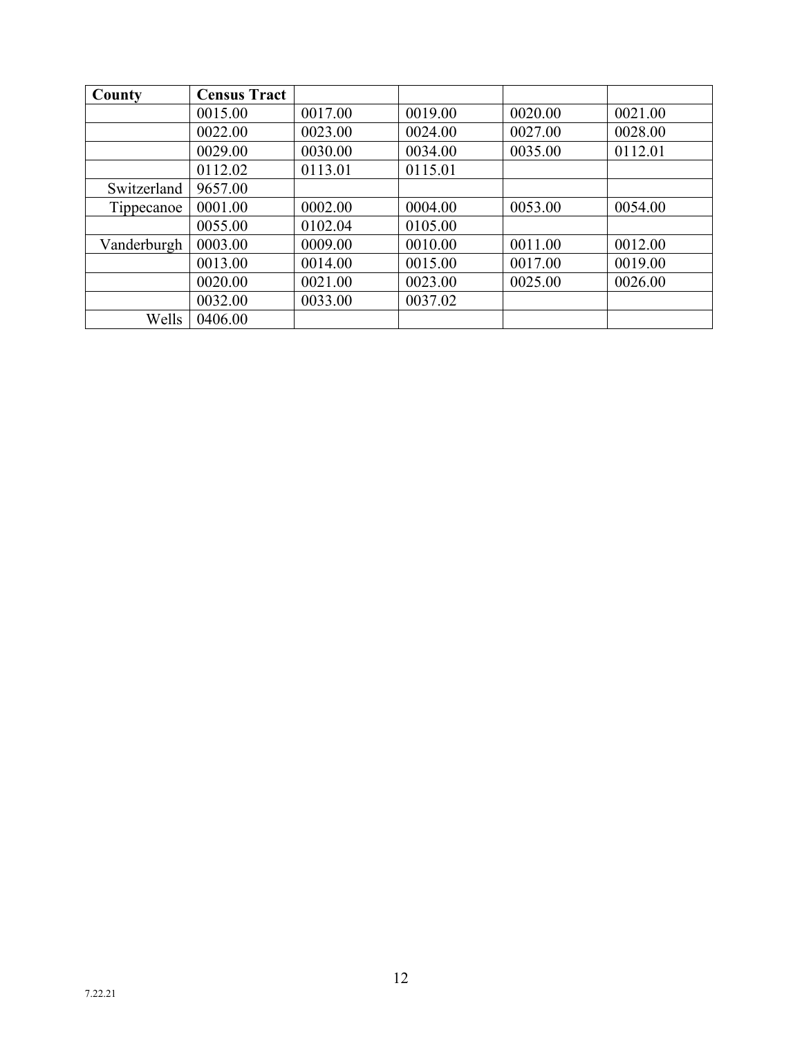| County | Census Tract | | | | |
|---|---|---|---|---|---|
| | 0015.00 | 0017.00 | 0019.00 | 0020.00 | 0021.00 |
| | 0022.00 | 0023.00 | 0024.00 | 0027.00 | 0028.00 |
| | 0029.00 | 0030.00 | 0034.00 | 0035.00 | 0112.01 |
| | 0112.02 | 0113.01 | 0115.01 | | |
| Switzerland | 9657.00 | | | | |
| Tippecanoe | 0001.00 | 0002.00 | 0004.00 | 0053.00 | 0054.00 |
| | 0055.00 | 0102.04 | 0105.00 | | |
| Vanderburgh | 0003.00 | 0009.00 | 0010.00 | 0011.00 | 0012.00 |
| | 0013.00 | 0014.00 | 0015.00 | 0017.00 | 0019.00 |
| | 0020.00 | 0021.00 | 0023.00 | 0025.00 | 0026.00 |
| | 0032.00 | 0033.00 | 0037.02 | | |
| Wells | 0406.00 | | | | |

7.22.21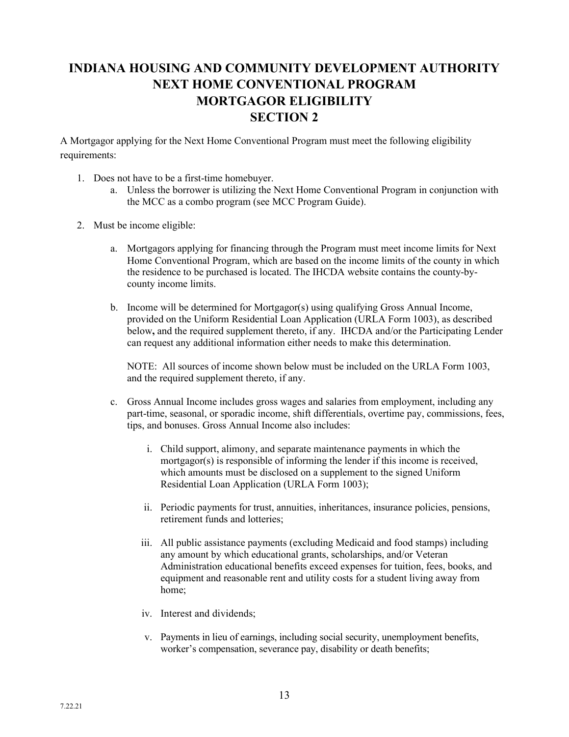# INDIANA HOUSING AND COMMUNITY DEVELOPMENT AUTHORITY NEXT HOME CONVENTIONAL PROGRAM MORTGAGOR ELIGIBILITY SECTION 2

A Mortgagor applying for the Next Home Conventional Program must meet the following eligibility requirements:

1. Does not have to be a first-time homebuyer.
   a. Unless the borrower is utilizing the Next Home Conventional Program in conjunction with the MCC as a combo program (see MCC Program Guide).

2. Must be income eligible:

   a. Mortgagors applying for financing through the Program must meet income limits for Next Home Conventional Program, which are based on the income limits of the county in which the residence to be purchased is located. The IHCDA website contains the county-by-county income limits.

   b. Income will be determined for Mortgagor(s) using qualifying Gross Annual Income, provided on the Uniform Residential Loan Application (URLA Form 1003), as described below**,** and the required supplement thereto, if any. IHCDA and/or the Participating Lender can request any additional information either needs to make this determination.

      NOTE: All sources of income shown below must be included on the URLA Form 1003, and the required supplement thereto, if any.

   c. Gross Annual Income includes gross wages and salaries from employment, including any part-time, seasonal, or sporadic income, shift differentials, overtime pay, commissions, fees, tips, and bonuses. Gross Annual Income also includes:

      i. Child support, alimony, and separate maintenance payments in which the mortgagor(s) is responsible of informing the lender if this income is received, which amounts must be disclosed on a supplement to the signed Uniform Residential Loan Application (URLA Form 1003);

      ii. Periodic payments for trust, annuities, inheritances, insurance policies, pensions, retirement funds and lotteries;

      iii. All public assistance payments (excluding Medicaid and food stamps) including any amount by which educational grants, scholarships, and/or Veteran Administration educational benefits exceed expenses for tuition, fees, books, and equipment and reasonable rent and utility costs for a student living away from home;

      iv. Interest and dividends;

      v. Payments in lieu of earnings, including social security, unemployment benefits, worker's compensation, severance pay, disability or death benefits;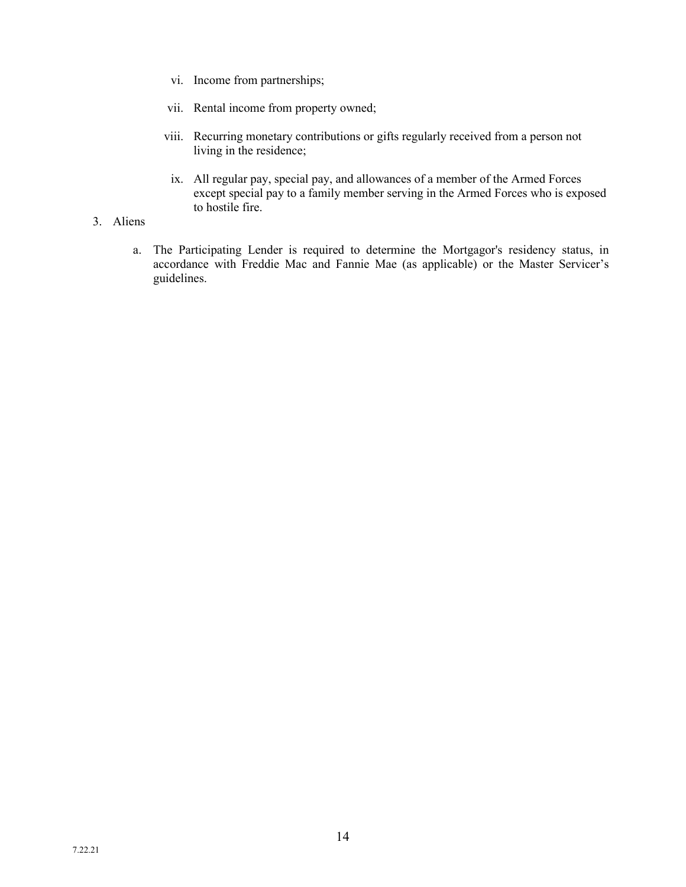vi. Income from partnerships;

vii. Rental income from property owned;

viii. Recurring monetary contributions or gifts regularly received from a person not living in the residence;

ix. All regular pay, special pay, and allowances of a member of the Armed Forces except special pay to a family member serving in the Armed Forces who is exposed to hostile fire.

3. Aliens

   a. The Participating Lender is required to determine the Mortgagor's residency status, in accordance with Freddie Mac and Fannie Mae (as applicable) or the Master Servicer's guidelines.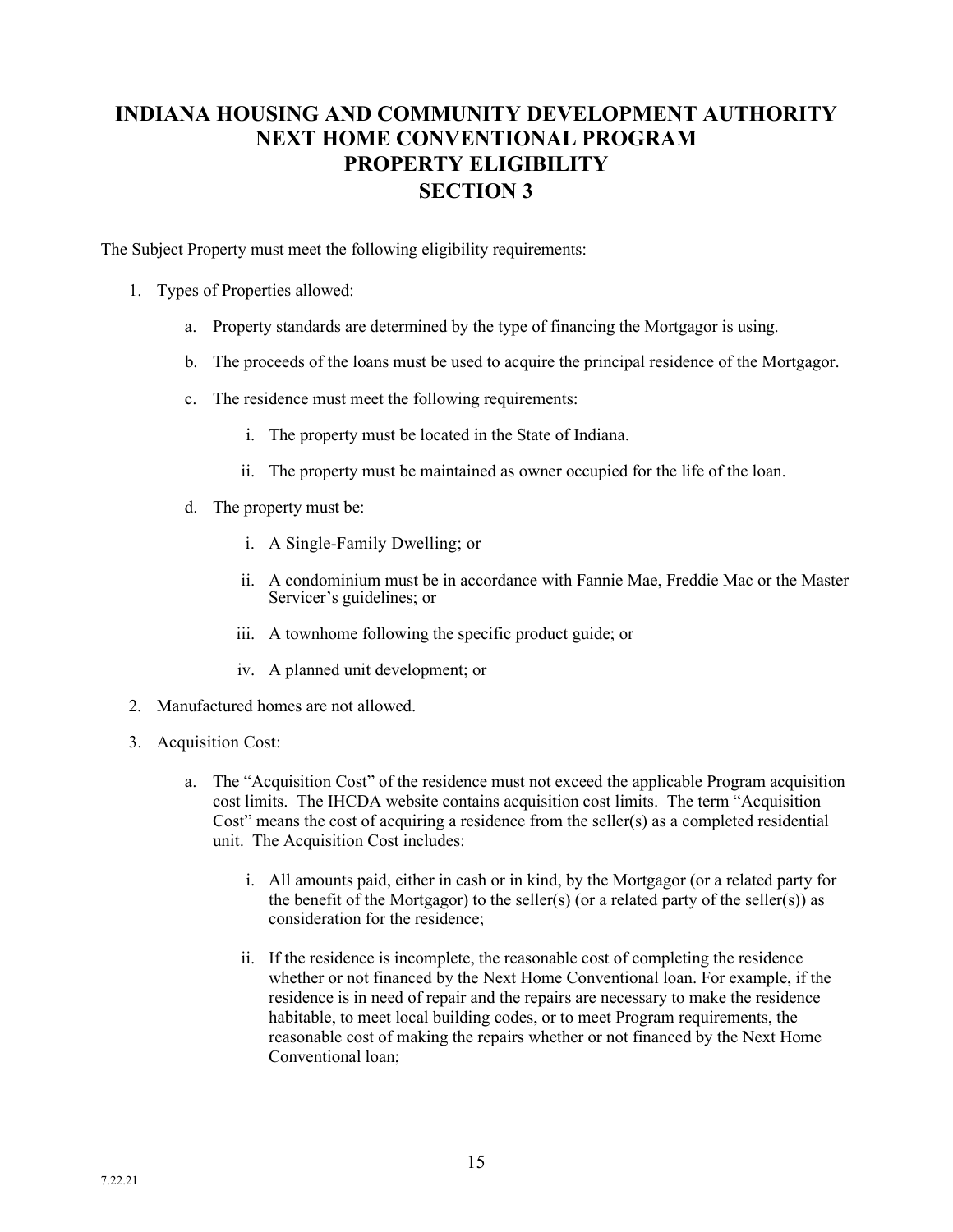# INDIANA HOUSING AND COMMUNITY DEVELOPMENT AUTHORITY NEXT HOME CONVENTIONAL PROGRAM PROPERTY ELIGIBILITY SECTION 3

The Subject Property must meet the following eligibility requirements:

1. Types of Properties allowed:

   a. Property standards are determined by the type of financing the Mortgagor is using.

   b. The proceeds of the loans must be used to acquire the principal residence of the Mortgagor.

   c. The residence must meet the following requirements:

      i. The property must be located in the State of Indiana.

      ii. The property must be maintained as owner occupied for the life of the loan.

   d. The property must be:

      i. A Single-Family Dwelling; or

      ii. A condominium must be in accordance with Fannie Mae, Freddie Mac or the Master Servicer's guidelines; or

      iii. A townhome following the specific product guide; or

      iv. A planned unit development; or

2. Manufactured homes are not allowed.

3. Acquisition Cost:

   a. The "Acquisition Cost" of the residence must not exceed the applicable Program acquisition cost limits. The IHCDA website contains acquisition cost limits. The term "Acquisition Cost" means the cost of acquiring a residence from the seller(s) as a completed residential unit. The Acquisition Cost includes:

      i. All amounts paid, either in cash or in kind, by the Mortgagor (or a related party for the benefit of the Mortgagor) to the seller(s) (or a related party of the seller(s)) as consideration for the residence;

      ii. If the residence is incomplete, the reasonable cost of completing the residence whether or not financed by the Next Home Conventional loan. For example, if the residence is in need of repair and the repairs are necessary to make the residence habitable, to meet local building codes, or to meet Program requirements, the reasonable cost of making the repairs whether or not financed by the Next Home Conventional loan;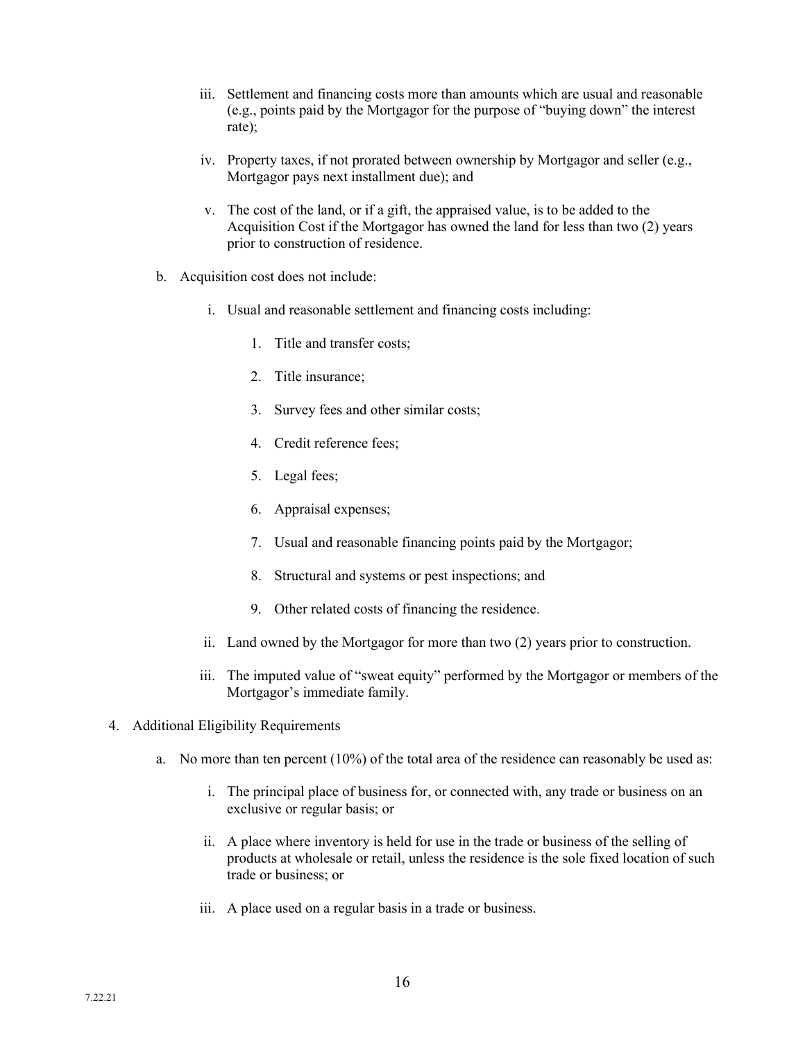iii. Settlement and financing costs more than amounts which are usual and reasonable (e.g., points paid by the Mortgagor for the purpose of "buying down" the interest rate);

   iv. Property taxes, if not prorated between ownership by Mortgagor and seller (e.g., Mortgagor pays next installment due); and

   v. The cost of the land, or if a gift, the appraised value, is to be added to the Acquisition Cost if the Mortgagor has owned the land for less than two (2) years prior to construction of residence.

b. Acquisition cost does not include:

   i. Usual and reasonable settlement and financing costs including:

      1. Title and transfer costs;

      2. Title insurance;

      3. Survey fees and other similar costs;

      4. Credit reference fees;

      5. Legal fees;

      6. Appraisal expenses;

      7. Usual and reasonable financing points paid by the Mortgagor;

      8. Structural and systems or pest inspections; and

      9. Other related costs of financing the residence.

   ii. Land owned by the Mortgagor for more than two (2) years prior to construction.

   iii. The imputed value of "sweat equity" performed by the Mortgagor or members of the Mortgagor's immediate family.

4. Additional Eligibility Requirements

   a. No more than ten percent (10%) of the total area of the residence can reasonably be used as:

      i. The principal place of business for, or connected with, any trade or business on an exclusive or regular basis; or

      ii. A place where inventory is held for use in the trade or business of the selling of products at wholesale or retail, unless the residence is the sole fixed location of such trade or business; or

      iii. A place used on a regular basis in a trade or business.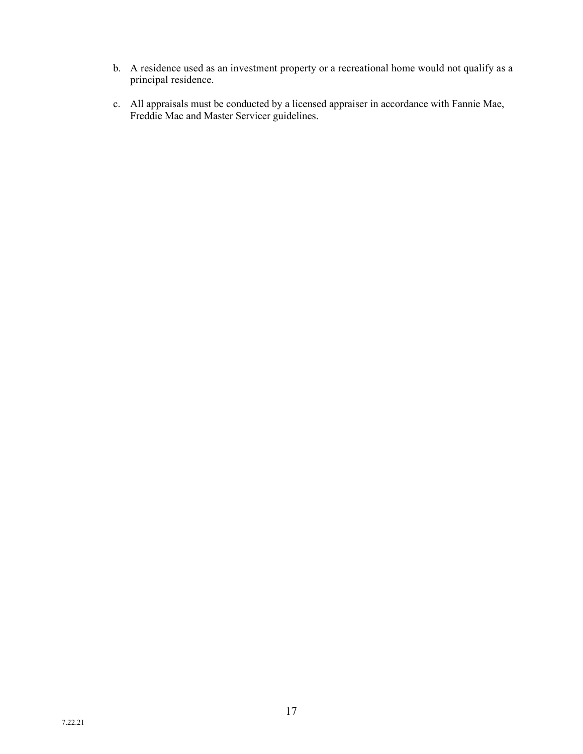b. A residence used as an investment property or a recreational home would not qualify as a principal residence.

c. All appraisals must be conducted by a licensed appraiser in accordance with Fannie Mae, Freddie Mac and Master Servicer guidelines.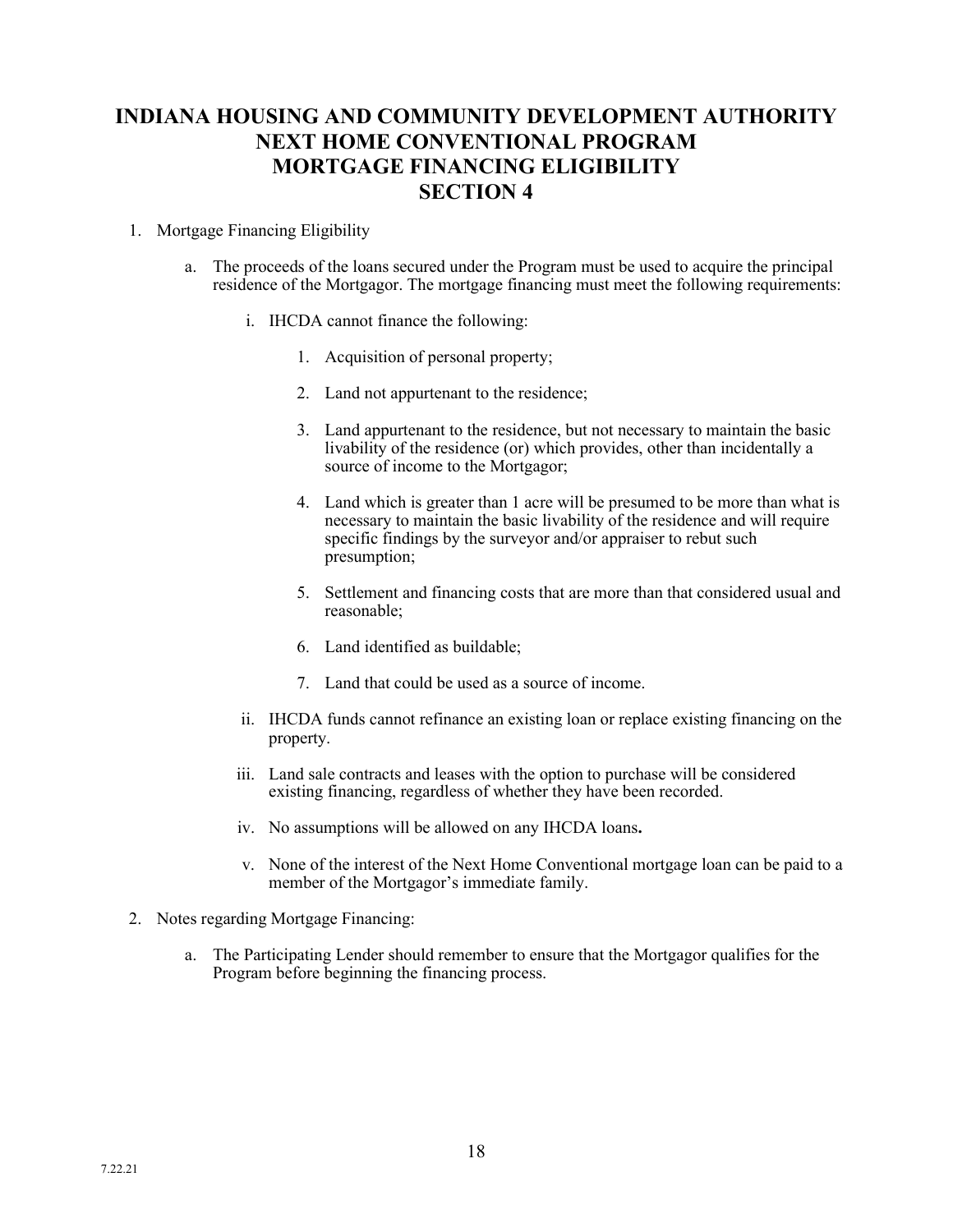# INDIANA HOUSING AND COMMUNITY DEVELOPMENT AUTHORITY NEXT HOME CONVENTIONAL PROGRAM MORTGAGE FINANCING ELIGIBILITY SECTION 4

1. Mortgage Financing Eligibility

   a. The proceeds of the loans secured under the Program must be used to acquire the principal residence of the Mortgagor. The mortgage financing must meet the following requirements:

      i. IHCDA cannot finance the following:

         1. Acquisition of personal property;

         2. Land not appurtenant to the residence;

         3. Land appurtenant to the residence, but not necessary to maintain the basic livability of the residence (or) which provides, other than incidentally a source of income to the Mortgagor;

         4. Land which is greater than 1 acre will be presumed to be more than what is necessary to maintain the basic livability of the residence and will require specific findings by the surveyor and/or appraiser to rebut such presumption;

         5. Settlement and financing costs that are more than that considered usual and reasonable;

         6. Land identified as buildable;

         7. Land that could be used as a source of income.

      ii. IHCDA funds cannot refinance an existing loan or replace existing financing on the property.

      iii. Land sale contracts and leases with the option to purchase will be considered existing financing, regardless of whether they have been recorded.

      iv. No assumptions will be allowed on any IHCDA loans**.**

      v. None of the interest of the Next Home Conventional mortgage loan can be paid to a member of the Mortgagor's immediate family.

2. Notes regarding Mortgage Financing:

   a. The Participating Lender should remember to ensure that the Mortgagor qualifies for the Program before beginning the financing process.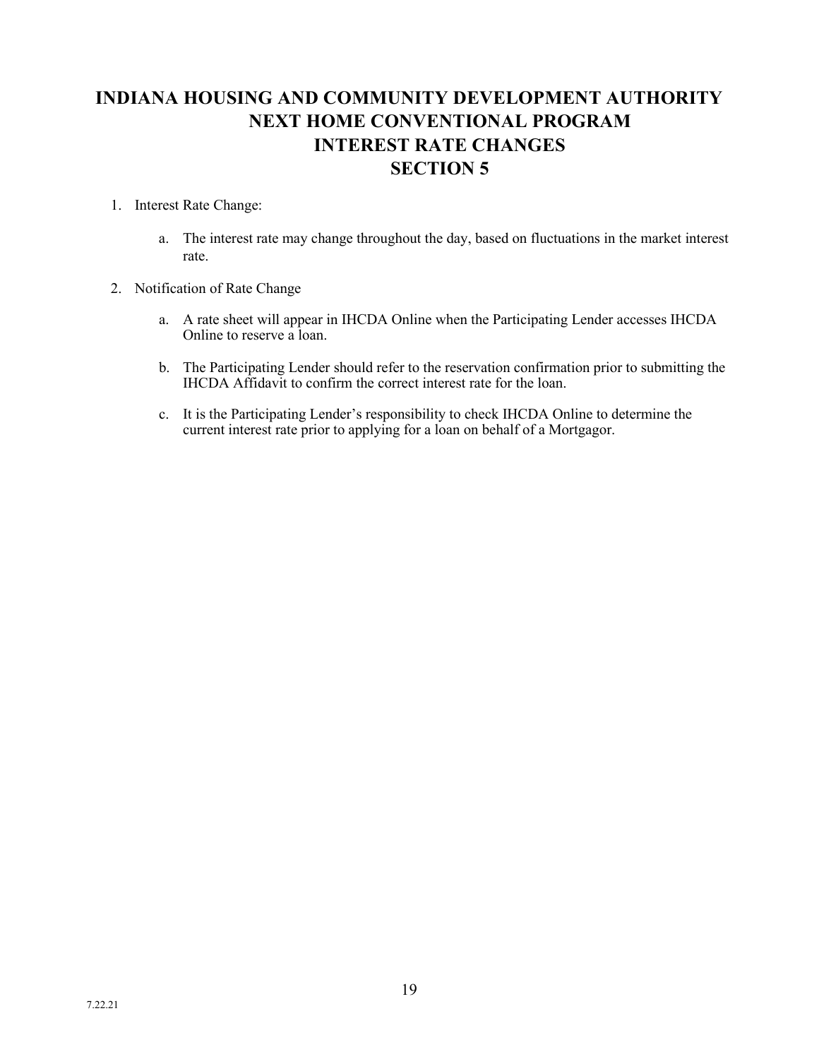# INDIANA HOUSING AND COMMUNITY DEVELOPMENT AUTHORITY
# NEXT HOME CONVENTIONAL PROGRAM
# INTEREST RATE CHANGES
# SECTION 5

1. Interest Rate Change:

    a. The interest rate may change throughout the day, based on fluctuations in the market interest rate.

2. Notification of Rate Change

    a. A rate sheet will appear in IHCDA Online when the Participating Lender accesses IHCDA Online to reserve a loan.

    b. The Participating Lender should refer to the reservation confirmation prior to submitting the IHCDA Affidavit to confirm the correct interest rate for the loan.

    c. It is the Participating Lender's responsibility to check IHCDA Online to determine the current interest rate prior to applying for a loan on behalf of a Mortgagor.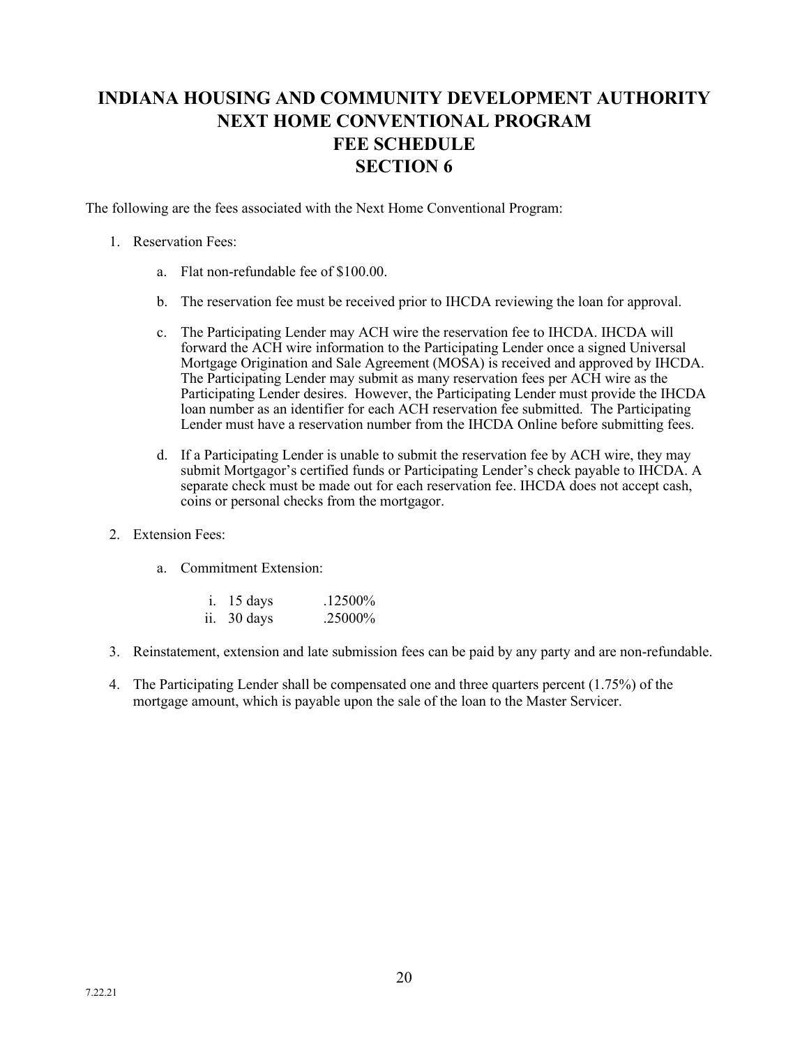# INDIANA HOUSING AND COMMUNITY DEVELOPMENT AUTHORITY
# NEXT HOME CONVENTIONAL PROGRAM
# FEE SCHEDULE
# SECTION 6

The following are the fees associated with the Next Home Conventional Program:

1. Reservation Fees:

    a. Flat non-refundable fee of $100.00.

    b. The reservation fee must be received prior to IHCDA reviewing the loan for approval.

    c. The Participating Lender may ACH wire the reservation fee to IHCDA. IHCDA will forward the ACH wire information to the Participating Lender once a signed Universal Mortgage Origination and Sale Agreement (MOSA) is received and approved by IHCDA. The Participating Lender may submit as many reservation fees per ACH wire as the Participating Lender desires. However, the Participating Lender must provide the IHCDA loan number as an identifier for each ACH reservation fee submitted. The Participating Lender must have a reservation number from the IHCDA Online before submitting fees.

    d. If a Participating Lender is unable to submit the reservation fee by ACH wire, they may submit Mortgagor's certified funds or Participating Lender's check payable to IHCDA. A separate check must be made out for each reservation fee. IHCDA does not accept cash, coins or personal checks from the mortgagor.

2. Extension Fees:

    a. Commitment Extension:

        i. 15 days .12500%
        ii. 30 days .25000%

3. Reinstatement, extension and late submission fees can be paid by any party and are non-refundable.

4. The Participating Lender shall be compensated one and three quarters percent (1.75%) of the mortgage amount, which is payable upon the sale of the loan to the Master Servicer.

7.22.21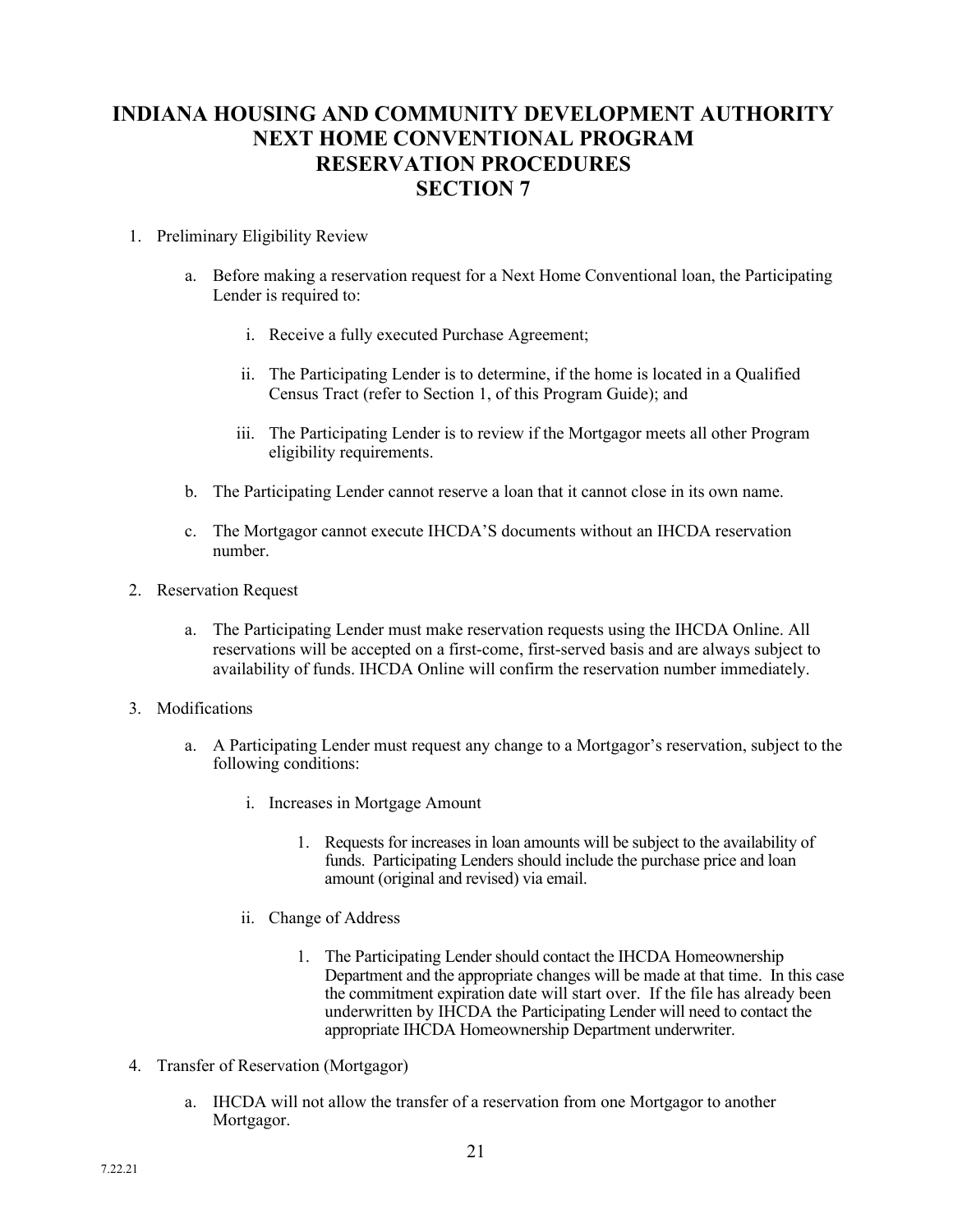# INDIANA HOUSING AND COMMUNITY DEVELOPMENT AUTHORITY NEXT HOME CONVENTIONAL PROGRAM RESERVATION PROCEDURES SECTION 7

1. Preliminary Eligibility Review

   a. Before making a reservation request for a Next Home Conventional loan, the Participating Lender is required to:

      i. Receive a fully executed Purchase Agreement;

      ii. The Participating Lender is to determine, if the home is located in a Qualified Census Tract (refer to Section 1, of this Program Guide); and

      iii. The Participating Lender is to review if the Mortgagor meets all other Program eligibility requirements.

   b. The Participating Lender cannot reserve a loan that it cannot close in its own name.

   c. The Mortgagor cannot execute IHCDA'S documents without an IHCDA reservation number.

2. Reservation Request

   a. The Participating Lender must make reservation requests using the IHCDA Online. All reservations will be accepted on a first-come, first-served basis and are always subject to availability of funds. IHCDA Online will confirm the reservation number immediately.

3. Modifications

   a. A Participating Lender must request any change to a Mortgagor's reservation, subject to the following conditions:

      i. Increases in Mortgage Amount

         1. Requests for increases in loan amounts will be subject to the availability of funds. Participating Lenders should include the purchase price and loan amount (original and revised) via email.

      ii. Change of Address

         1. The Participating Lender should contact the IHCDA Homeownership Department and the appropriate changes will be made at that time. In this case the commitment expiration date will start over. If the file has already been underwritten by IHCDA the Participating Lender will need to contact the appropriate IHCDA Homeownership Department underwriter.

4. Transfer of Reservation (Mortgagor)

   a. IHCDA will not allow the transfer of a reservation from one Mortgagor to another Mortgagor.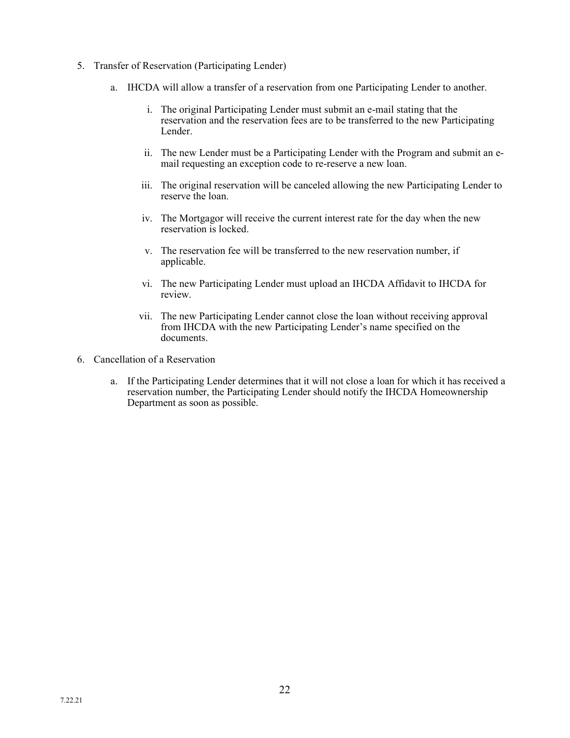5. Transfer of Reservation (Participating Lender)

    a. IHCDA will allow a transfer of a reservation from one Participating Lender to another.

        i. The original Participating Lender must submit an e-mail stating that the reservation and the reservation fees are to be transferred to the new Participating Lender.

        ii. The new Lender must be a Participating Lender with the Program and submit an e-mail requesting an exception code to re-reserve a new loan.

        iii. The original reservation will be canceled allowing the new Participating Lender to reserve the loan.

        iv. The Mortgagor will receive the current interest rate for the day when the new reservation is locked.

        v. The reservation fee will be transferred to the new reservation number, if applicable.

        vi. The new Participating Lender must upload an IHCDA Affidavit to IHCDA for review.

        vii. The new Participating Lender cannot close the loan without receiving approval from IHCDA with the new Participating Lender's name specified on the documents.

6. Cancellation of a Reservation

    a. If the Participating Lender determines that it will not close a loan for which it has received a reservation number, the Participating Lender should notify the IHCDA Homeownership Department as soon as possible.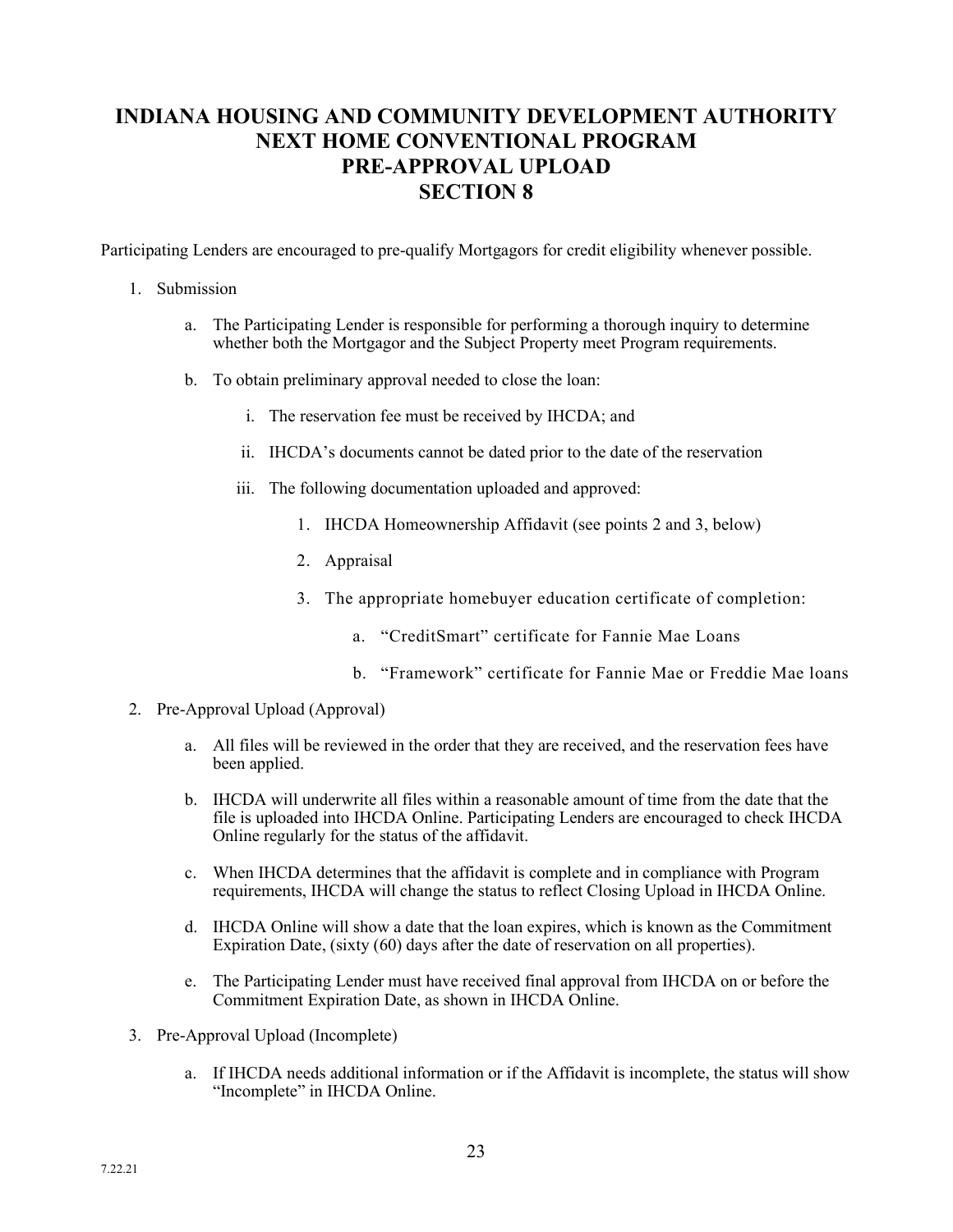# INDIANA HOUSING AND COMMUNITY DEVELOPMENT AUTHORITY
# NEXT HOME CONVENTIONAL PROGRAM
# PRE-APPROVAL UPLOAD
# SECTION 8

Participating Lenders are encouraged to pre-qualify Mortgagors for credit eligibility whenever possible.

1. Submission

   a. The Participating Lender is responsible for performing a thorough inquiry to determine whether both the Mortgagor and the Subject Property meet Program requirements.

   b. To obtain preliminary approval needed to close the loan:

      i. The reservation fee must be received by IHCDA; and

      ii. IHCDA's documents cannot be dated prior to the date of the reservation

      iii. The following documentation uploaded and approved:

         1. IHCDA Homeownership Affidavit (see points 2 and 3, below)

         2. Appraisal

         3. The appropriate homebuyer education certificate of completion:

            a. "CreditSmart" certificate for Fannie Mae Loans

            b. "Framework" certificate for Fannie Mae or Freddie Mae loans

2. Pre-Approval Upload (Approval)

   a. All files will be reviewed in the order that they are received, and the reservation fees have been applied.

   b. IHCDA will underwrite all files within a reasonable amount of time from the date that the file is uploaded into IHCDA Online. Participating Lenders are encouraged to check IHCDA Online regularly for the status of the affidavit.

   c. When IHCDA determines that the affidavit is complete and in compliance with Program requirements, IHCDA will change the status to reflect Closing Upload in IHCDA Online.

   d. IHCDA Online will show a date that the loan expires, which is known as the Commitment Expiration Date, (sixty (60) days after the date of reservation on all properties).

   e. The Participating Lender must have received final approval from IHCDA on or before the Commitment Expiration Date, as shown in IHCDA Online.

3. Pre-Approval Upload (Incomplete)

   a. If IHCDA needs additional information or if the Affidavit is incomplete, the status will show "Incomplete" in IHCDA Online.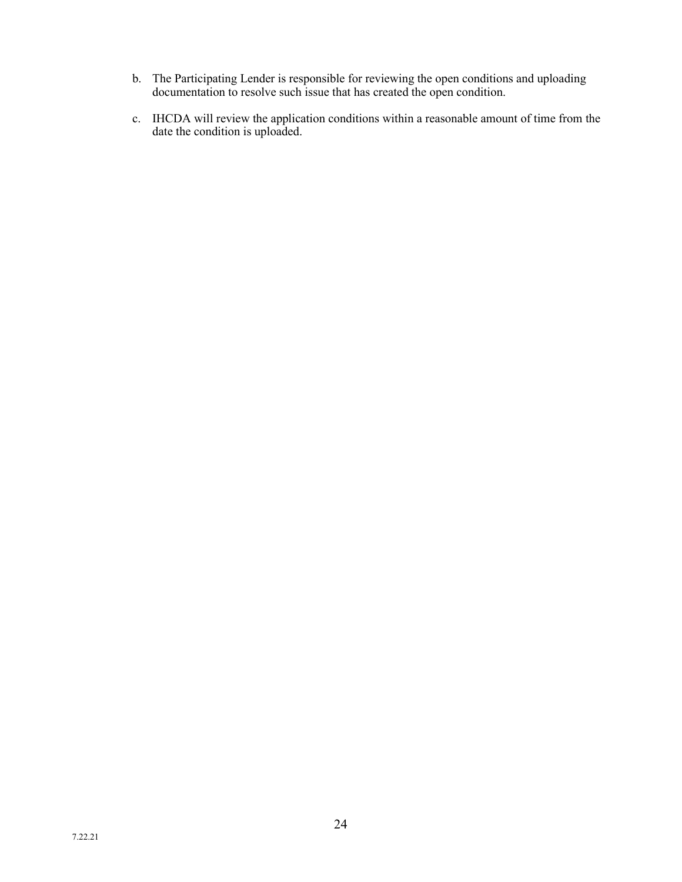b. The Participating Lender is responsible for reviewing the open conditions and uploading documentation to resolve such issue that has created the open condition.

c. IHCDA will review the application conditions within a reasonable amount of time from the date the condition is uploaded.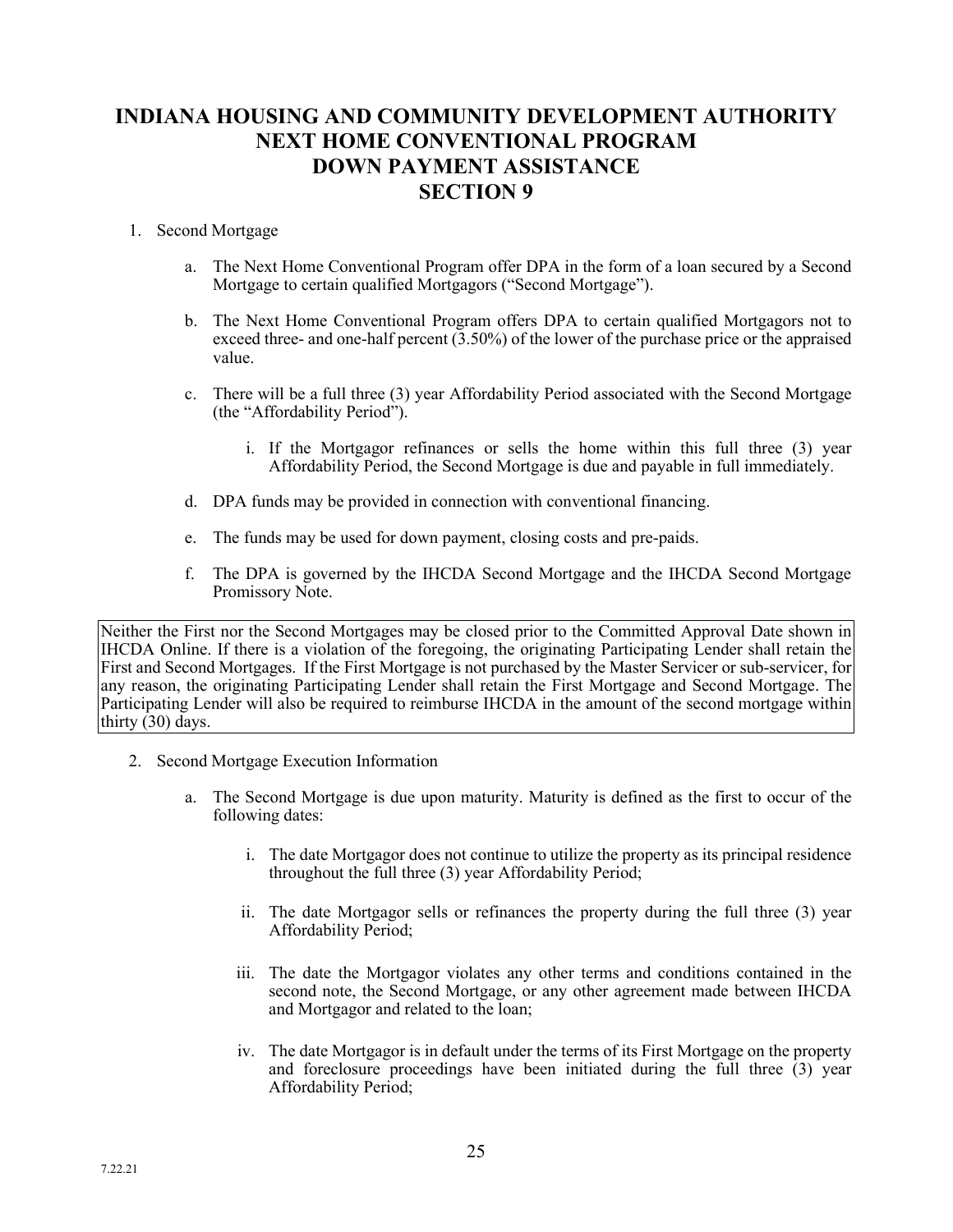# INDIANA HOUSING AND COMMUNITY DEVELOPMENT AUTHORITY NEXT HOME CONVENTIONAL PROGRAM DOWN PAYMENT ASSISTANCE SECTION 9

1. Second Mortgage

   a. The Next Home Conventional Program offer DPA in the form of a loan secured by a Second Mortgage to certain qualified Mortgagors ("Second Mortgage").

   b. The Next Home Conventional Program offers DPA to certain qualified Mortgagors not to exceed three- and one-half percent (3.50%) of the lower of the purchase price or the appraised value.

   c. There will be a full three (3) year Affordability Period associated with the Second Mortgage (the "Affordability Period").

      i. If the Mortgagor refinances or sells the home within this full three (3) year Affordability Period, the Second Mortgage is due and payable in full immediately.

   d. DPA funds may be provided in connection with conventional financing.

   e. The funds may be used for down payment, closing costs and pre-paids.

   f. The DPA is governed by the IHCDA Second Mortgage and the IHCDA Second Mortgage Promissory Note.

Neither the First nor the Second Mortgages may be closed prior to the Committed Approval Date shown in IHCDA Online. If there is a violation of the foregoing, the originating Participating Lender shall retain the First and Second Mortgages. If the First Mortgage is not purchased by the Master Servicer or sub-servicer, for any reason, the originating Participating Lender shall retain the First Mortgage and Second Mortgage. The Participating Lender will also be required to reimburse IHCDA in the amount of the second mortgage within thirty (30) days.

2. Second Mortgage Execution Information

   a. The Second Mortgage is due upon maturity. Maturity is defined as the first to occur of the following dates:

      i. The date Mortgagor does not continue to utilize the property as its principal residence throughout the full three (3) year Affordability Period;

      ii. The date Mortgagor sells or refinances the property during the full three (3) year Affordability Period;

      iii. The date the Mortgagor violates any other terms and conditions contained in the second note, the Second Mortgage, or any other agreement made between IHCDA and Mortgagor and related to the loan;

      iv. The date Mortgagor is in default under the terms of its First Mortgage on the property and foreclosure proceedings have been initiated during the full three (3) year Affordability Period;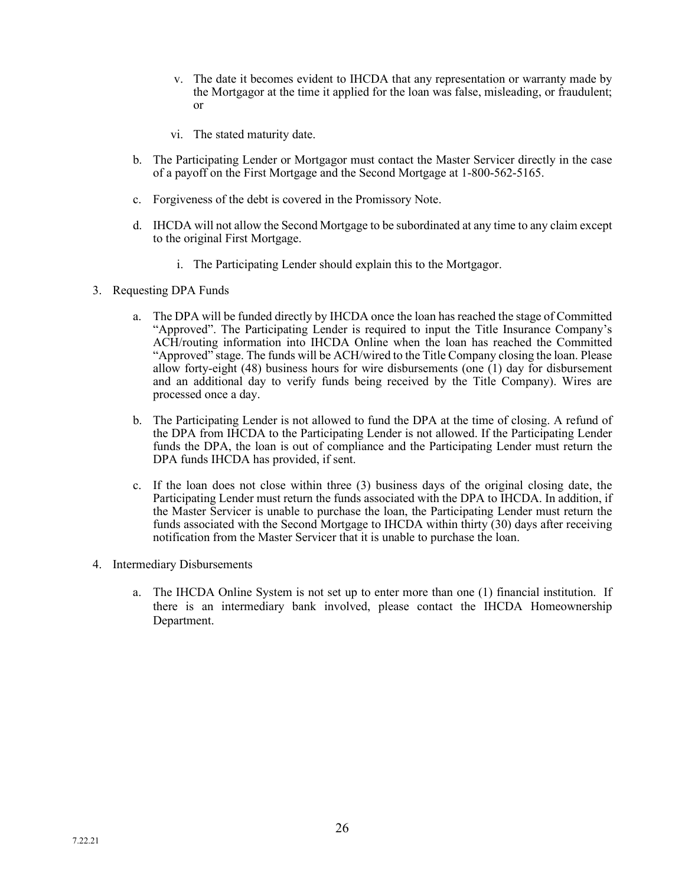v. The date it becomes evident to IHCDA that any representation or warranty made by the Mortgagor at the time it applied for the loan was false, misleading, or fraudulent; or

   vi. The stated maturity date.

b. The Participating Lender or Mortgagor must contact the Master Servicer directly in the case of a payoff on the First Mortgage and the Second Mortgage at 1-800-562-5165.

c. Forgiveness of the debt is covered in the Promissory Note.

d. IHCDA will not allow the Second Mortgage to be subordinated at any time to any claim except to the original First Mortgage.

   i. The Participating Lender should explain this to the Mortgagor.

3. Requesting DPA Funds

   a. The DPA will be funded directly by IHCDA once the loan has reached the stage of Committed "Approved". The Participating Lender is required to input the Title Insurance Company's ACH/routing information into IHCDA Online when the loan has reached the Committed "Approved" stage. The funds will be ACH/wired to the Title Company closing the loan. Please allow forty-eight (48) business hours for wire disbursements (one (1) day for disbursement and an additional day to verify funds being received by the Title Company). Wires are processed once a day.

   b. The Participating Lender is not allowed to fund the DPA at the time of closing. A refund of the DPA from IHCDA to the Participating Lender is not allowed. If the Participating Lender funds the DPA, the loan is out of compliance and the Participating Lender must return the DPA funds IHCDA has provided, if sent.

   c. If the loan does not close within three (3) business days of the original closing date, the Participating Lender must return the funds associated with the DPA to IHCDA. In addition, if the Master Servicer is unable to purchase the loan, the Participating Lender must return the funds associated with the Second Mortgage to IHCDA within thirty (30) days after receiving notification from the Master Servicer that it is unable to purchase the loan.

4. Intermediary Disbursements

   a. The IHCDA Online System is not set up to enter more than one (1) financial institution. If there is an intermediary bank involved, please contact the IHCDA Homeownership Department.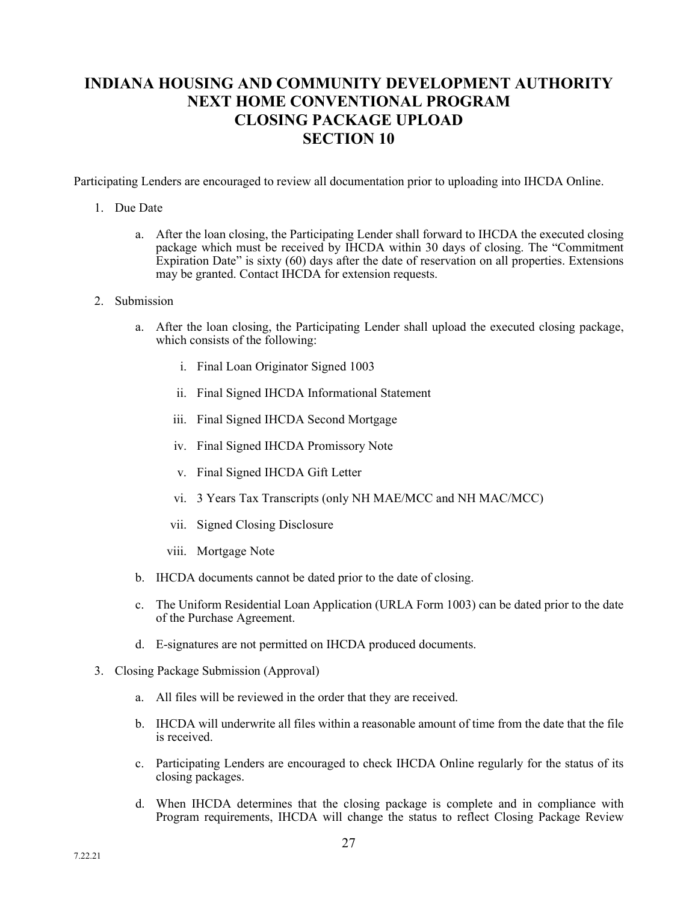# INDIANA HOUSING AND COMMUNITY DEVELOPMENT AUTHORITY NEXT HOME CONVENTIONAL PROGRAM CLOSING PACKAGE UPLOAD SECTION 10

Participating Lenders are encouraged to review all documentation prior to uploading into IHCDA Online.

1. Due Date

   a. After the loan closing, the Participating Lender shall forward to IHCDA the executed closing package which must be received by IHCDA within 30 days of closing. The "Commitment Expiration Date" is sixty (60) days after the date of reservation on all properties. Extensions may be granted. Contact IHCDA for extension requests.

2. Submission

   a. After the loan closing, the Participating Lender shall upload the executed closing package, which consists of the following:

      i. Final Loan Originator Signed 1003

      ii. Final Signed IHCDA Informational Statement

      iii. Final Signed IHCDA Second Mortgage

      iv. Final Signed IHCDA Promissory Note

      v. Final Signed IHCDA Gift Letter

      vi. 3 Years Tax Transcripts (only NH MAE/MCC and NH MAC/MCC)

      vii. Signed Closing Disclosure

      viii. Mortgage Note

   b. IHCDA documents cannot be dated prior to the date of closing.

   c. The Uniform Residential Loan Application (URLA Form 1003) can be dated prior to the date of the Purchase Agreement.

   d. E-signatures are not permitted on IHCDA produced documents.

3. Closing Package Submission (Approval)

   a. All files will be reviewed in the order that they are received.

   b. IHCDA will underwrite all files within a reasonable amount of time from the date that the file is received.

   c. Participating Lenders are encouraged to check IHCDA Online regularly for the status of its closing packages.

   d. When IHCDA determines that the closing package is complete and in compliance with Program requirements, IHCDA will change the status to reflect Closing Package Review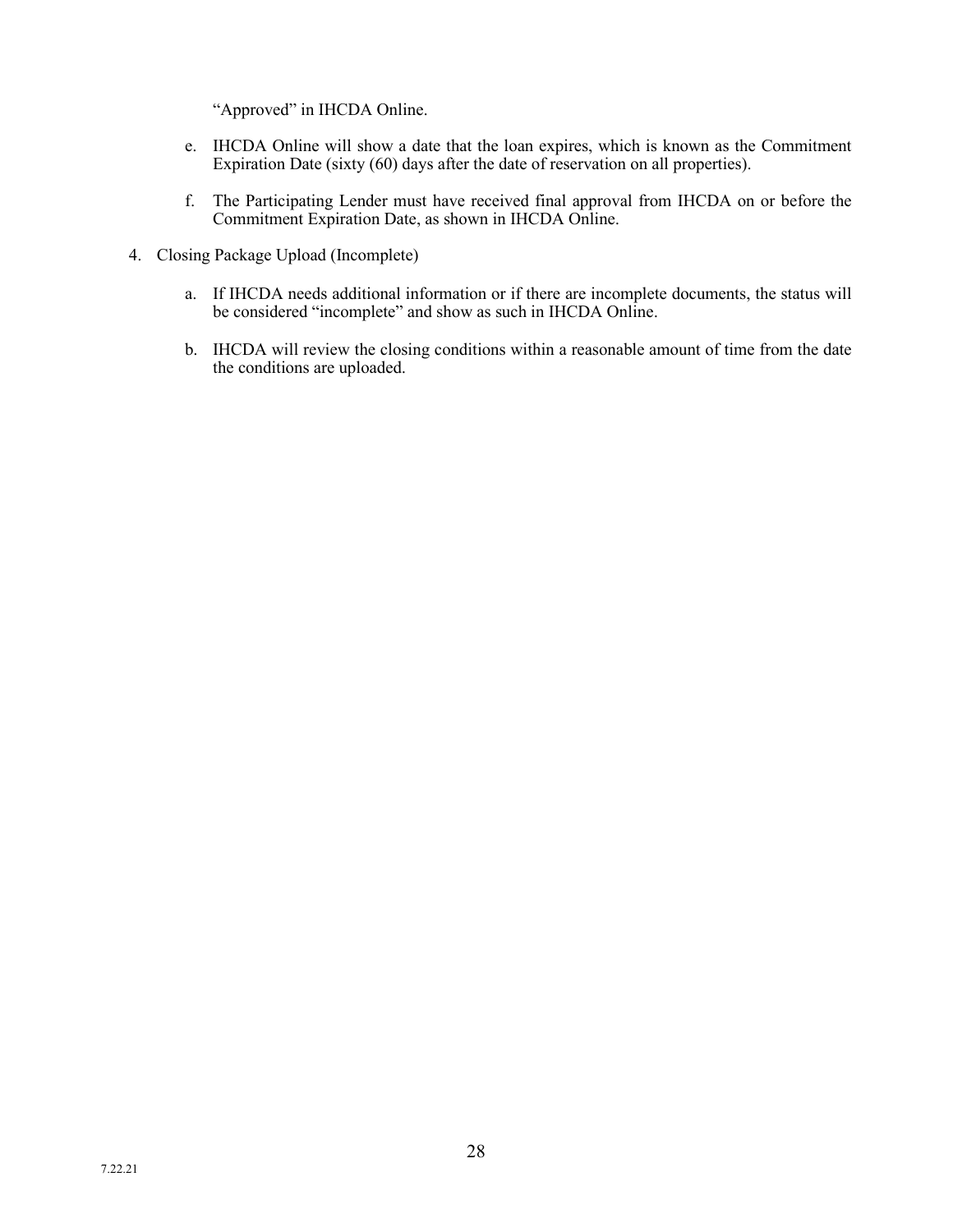"Approved" in IHCDA Online.

e. IHCDA Online will show a date that the loan expires, which is known as the Commitment Expiration Date (sixty (60) days after the date of reservation on all properties).

f. The Participating Lender must have received final approval from IHCDA on or before the Commitment Expiration Date, as shown in IHCDA Online.

4. Closing Package Upload (Incomplete)

   a. If IHCDA needs additional information or if there are incomplete documents, the status will be considered "incomplete" and show as such in IHCDA Online.

   b. IHCDA will review the closing conditions within a reasonable amount of time from the date the conditions are uploaded.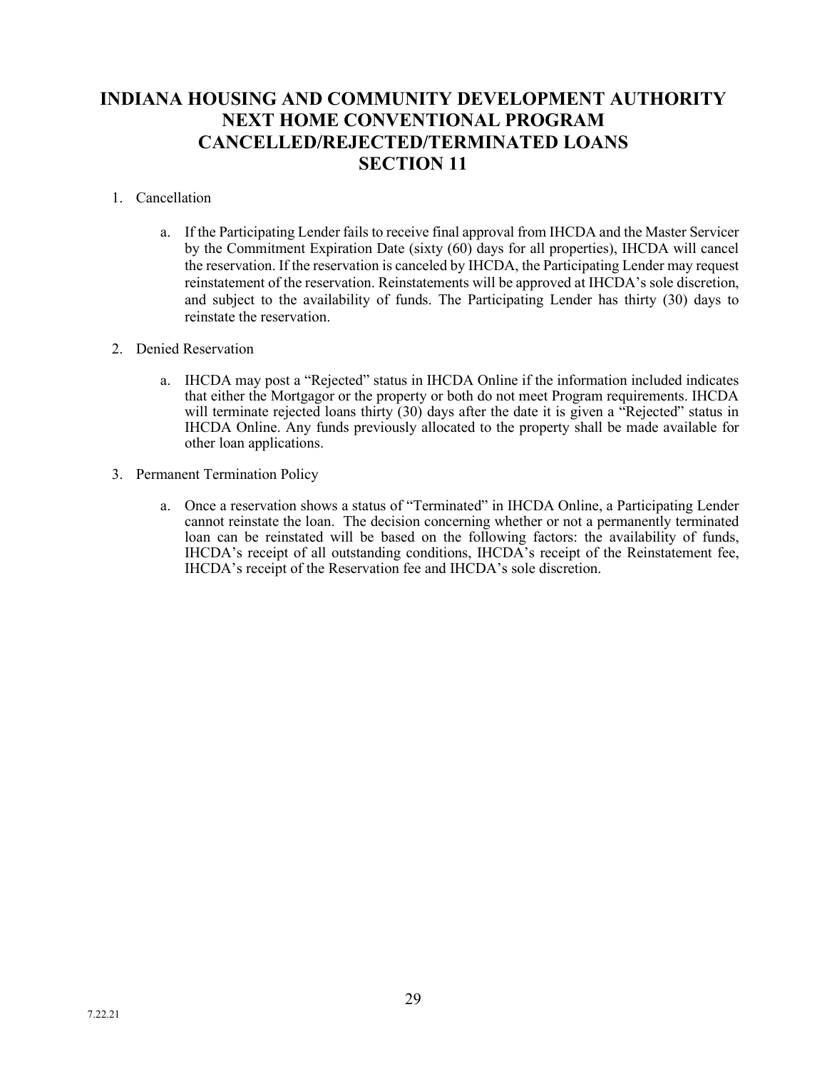# INDIANA HOUSING AND COMMUNITY DEVELOPMENT AUTHORITY
# NEXT HOME CONVENTIONAL PROGRAM
# CANCELLED/REJECTED/TERMINATED LOANS
# SECTION 11

1. Cancellation

   a. If the Participating Lender fails to receive final approval from IHCDA and the Master Servicer by the Commitment Expiration Date (sixty (60) days for all properties), IHCDA will cancel the reservation. If the reservation is canceled by IHCDA, the Participating Lender may request reinstatement of the reservation. Reinstatements will be approved at IHCDA's sole discretion, and subject to the availability of funds. The Participating Lender has thirty (30) days to reinstate the reservation.

2. Denied Reservation

   a. IHCDA may post a "Rejected" status in IHCDA Online if the information included indicates that either the Mortgagor or the property or both do not meet Program requirements. IHCDA will terminate rejected loans thirty (30) days after the date it is given a "Rejected" status in IHCDA Online. Any funds previously allocated to the property shall be made available for other loan applications.

3. Permanent Termination Policy

   a. Once a reservation shows a status of "Terminated" in IHCDA Online, a Participating Lender cannot reinstate the loan. The decision concerning whether or not a permanently terminated loan can be reinstated will be based on the following factors: the availability of funds, IHCDA's receipt of all outstanding conditions, IHCDA's receipt of the Reinstatement fee, IHCDA's receipt of the Reservation fee and IHCDA's sole discretion.